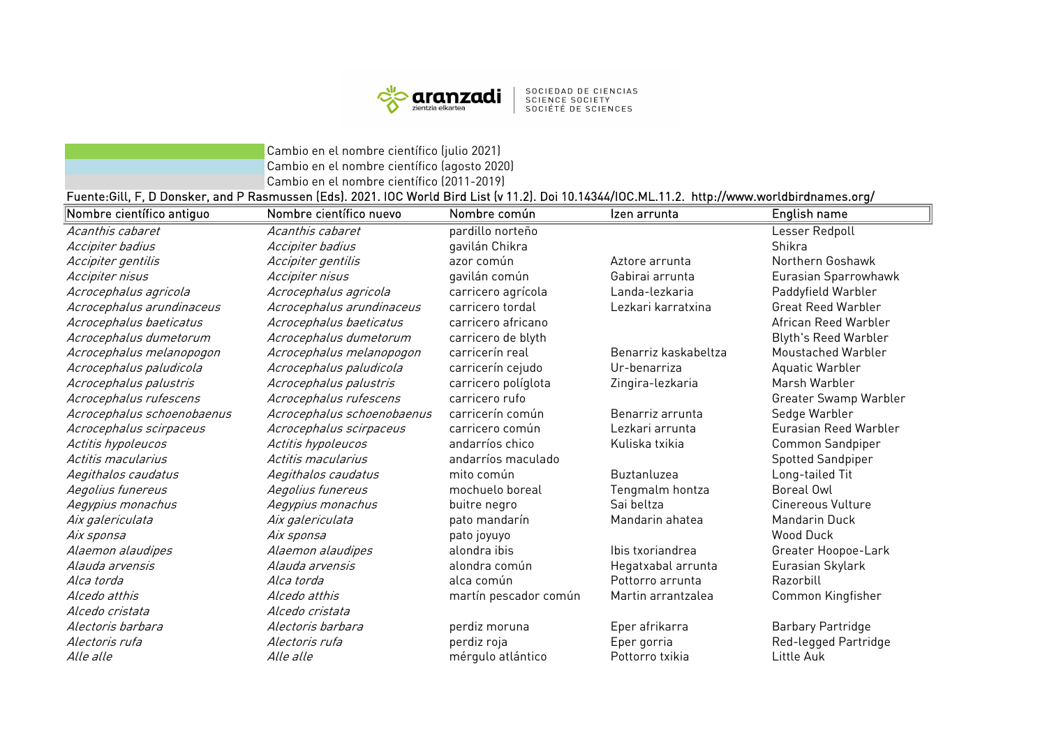aranzadi zientzia elkartea | SOCIEDAD DE CIENCIAS SCIENCE SOCIETY SOCIÉTÉ DE SCIENCES

Cambio en el nombre científico (julio 2021)
Cambio en el nombre científico (agosto 2020)
Cambio en el nombre científico (2011-2019)

Fuente:Gill, F, D Donsker, and P Rasmussen (Eds). 2021. IOC World Bird List (v 11.2). Doi 10.14344/IOC.ML.11.2. http://www.worldbirdnames.org/

| Nombre científico antiguo | Nombre científico nuevo | Nombre común | Izen arrunta | English name |
|---|---|---|---|---|
| *Acanthis cabaret* | *Acanthis cabaret* | pardillo norteño | | Lesser Redpoll |
| *Accipiter badius* | *Accipiter badius* | gavilán Chikra | | Shikra |
| *Accipiter gentilis* | *Accipiter gentilis* | azor común | Aztore arrunta | Northern Goshawk |
| *Accipiter nisus* | *Accipiter nisus* | gavilán común | Gabirai arrunta | Eurasian Sparrowhawk |
| *Acrocephalus agricola* | *Acrocephalus agricola* | carricero agrícola | Landa-lezkaria | Paddyfield Warbler |
| *Acrocephalus arundinaceus* | *Acrocephalus arundinaceus* | carricero tordal | Lezkari karratxina | Great Reed Warbler |
| *Acrocephalus baeticatus* | *Acrocephalus baeticatus* | carricero africano | | African Reed Warbler |
| *Acrocephalus dumetorum* | *Acrocephalus dumetorum* | carricero de blyth | | Blyth's Reed Warbler |
| *Acrocephalus melanopogon* | *Acrocephalus melanopogon* | carricerín real | Benarriz kaskabeltza | Moustached Warbler |
| *Acrocephalus paludicola* | *Acrocephalus paludicola* | carricerín cejudo | Ur-benarriza | Aquatic Warbler |
| *Acrocephalus palustris* | *Acrocephalus palustris* | carricero políglota | Zingira-lezkaria | Marsh Warbler |
| *Acrocephalus rufescens* | *Acrocephalus rufescens* | carricero rufo | | Greater Swamp Warbler |
| *Acrocephalus schoenobaenus* | *Acrocephalus schoenobaenus* | carricerín común | Benarriz arrunta | Sedge Warbler |
| *Acrocephalus scirpaceus* | *Acrocephalus scirpaceus* | carricero común | Lezkari arrunta | Eurasian Reed Warbler |
| *Actitis hypoleucos* | *Actitis hypoleucos* | andarríos chico | Kuliska txikia | Common Sandpiper |
| *Actitis macularius* | *Actitis macularius* | andarríos maculado | | Spotted Sandpiper |
| *Aegithalos caudatus* | *Aegithalos caudatus* | mito común | Buztanluzea | Long-tailed Tit |
| *Aegolius funereus* | *Aegolius funereus* | mochuelo boreal | Tengmalm hontza | Boreal Owl |
| *Aegypius monachus* | *Aegypius monachus* | buitre negro | Sai beltza | Cinereous Vulture |
| *Aix galericulata* | *Aix galericulata* | pato mandarín | Mandarin ahatea | Mandarin Duck |
| *Aix sponsa* | *Aix sponsa* | pato joyuyo | | Wood Duck |
| *Alaemon alaudipes* | *Alaemon alaudipes* | alondra ibis | Ibis txoriandrea | Greater Hoopoe-Lark |
| *Alauda arvensis* | *Alauda arvensis* | alondra común | Hegatxabal arrunta | Eurasian Skylark |
| *Alca torda* | *Alca torda* | alca común | Pottorro arrunta | Razorbill |
| *Alcedo atthis* | *Alcedo atthis* | martín pescador común | Martin arrantzalea | Common Kingfisher |
| *Alcedo cristata* | *Alcedo cristata* | | | |
| *Alectoris barbara* | *Alectoris barbara* | perdiz moruna | Eper afrikarra | Barbary Partridge |
| *Alectoris rufa* | *Alectoris rufa* | perdiz roja | Eper gorria | Red-legged Partridge |
| *Alle alle* | *Alle alle* | mérgulo atlántico | Pottorro txikia | Little Auk |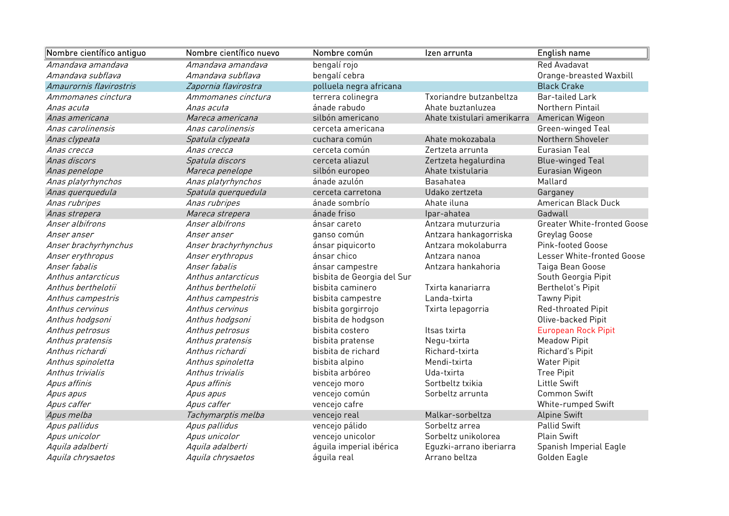| Nombre científico antiguo | Nombre científico nuevo | Nombre común | Izen arrunta | English name |
|---|---|---|---|---|
| *Amandava amandava* | *Amandava amandava* | bengalí rojo | | Red Avadavat |
| *Amandava subflava* | *Amandava subflava* | bengalí cebra | | Orange-breasted Waxbill |
| *Amaurornis flavirostris* | *Zapornia flavirostra* | polluela negra africana | | Black Crake |
| *Ammomanes cinctura* | *Ammomanes cinctura* | terrera colinegra | Txoriandre butzanbeltza | Bar-tailed Lark |
| *Anas acuta* | *Anas acuta* | ánade rabudo | Ahate buztanluzea | Northern Pintail |
| *Anas americana* | *Mareca americana* | silbón americano | Ahate txistulari amerikarra | American Wigeon |
| *Anas carolinensis* | *Anas carolinensis* | cerceta americana | | Green-winged Teal |
| *Anas clypeata* | *Spatula clypeata* | cuchara común | Ahate mokozabala | Northern Shoveler |
| *Anas crecca* | *Anas crecca* | cerceta común | Zertzeta arrunta | Eurasian Teal |
| *Anas discors* | *Spatula discors* | cerceta aliazul | Zertzeta hegalurdina | Blue-winged Teal |
| *Anas penelope* | *Mareca penelope* | silbón europeo | Ahate txistularia | Eurasian Wigeon |
| *Anas platyrhynchos* | *Anas platyrhynchos* | ánade azulón | Basahatea | Mallard |
| *Anas querquedula* | *Spatula querquedula* | cerceta carretona | Udako zertzeta | Garganey |
| *Anas rubripes* | *Anas rubripes* | ánade sombrío | Ahate iluna | American Black Duck |
| *Anas strepera* | *Mareca strepera* | ánade friso | Ipar-ahatea | Gadwall |
| *Anser albifrons* | *Anser albifrons* | ánsar careto | Antzara muturzuria | Greater White-fronted Goose |
| *Anser anser* | *Anser anser* | ganso común | Antzara hankagorriska | Greylag Goose |
| *Anser brachyrhynchus* | *Anser brachyrhynchus* | ánsar piquicorto | Antzara mokolaburra | Pink-footed Goose |
| *Anser erythropus* | *Anser erythropus* | ánsar chico | Antzara nanoa | Lesser White-fronted Goose |
| *Anser fabalis* | *Anser fabalis* | ánsar campestre | Antzara hankahoria | Taiga Bean Goose |
| *Anthus antarcticus* | *Anthus antarcticus* | bisbita de Georgia del Sur | | South Georgia Pipit |
| *Anthus berthelotii* | *Anthus berthelotii* | bisbita caminero | Txirta kanariarra | Berthelot's Pipit |
| *Anthus campestris* | *Anthus campestris* | bisbita campestre | Landa-txirta | Tawny Pipit |
| *Anthus cervinus* | *Anthus cervinus* | bisbita gorgirrojo | Txirta lepagorria | Red-throated Pipit |
| *Anthus hodgsoni* | *Anthus hodgsoni* | bisbita de hodgson | | Olive-backed Pipit |
| *Anthus petrosus* | *Anthus petrosus* | bisbita costero | Itsas txirta | European Rock Pipit |
| *Anthus pratensis* | *Anthus pratensis* | bisbita pratense | Negu-txirta | Meadow Pipit |
| *Anthus richardi* | *Anthus richardi* | bisbita de richard | Richard-txirta | Richard's Pipit |
| *Anthus spinoletta* | *Anthus spinoletta* | bisbita alpino | Mendi-txirta | Water Pipit |
| *Anthus trivialis* | *Anthus trivialis* | bisbita arbóreo | Uda-txirta | Tree Pipit |
| *Apus affinis* | *Apus affinis* | vencejo moro | Sortbeltz txikia | Little Swift |
| *Apus apus* | *Apus apus* | vencejo común | Sorbeltz arrunta | Common Swift |
| *Apus caffer* | *Apus caffer* | vencejo cafre | | White-rumped Swift |
| *Apus melba* | *Tachymarptis melba* | vencejo real | Malkar-sorbeltza | Alpine Swift |
| *Apus pallidus* | *Apus pallidus* | vencejo pálido | Sorbeltz arrea | Pallid Swift |
| *Apus unicolor* | *Apus unicolor* | vencejo unicolor | Sorbeltz unikolorea | Plain Swift |
| *Aquila adalberti* | *Aquila adalberti* | águila imperial ibérica | Eguzki-arrano iberiarra | Spanish Imperial Eagle |
| *Aquila chrysaetos* | *Aquila chrysaetos* | águila real | Arrano beltza | Golden Eagle |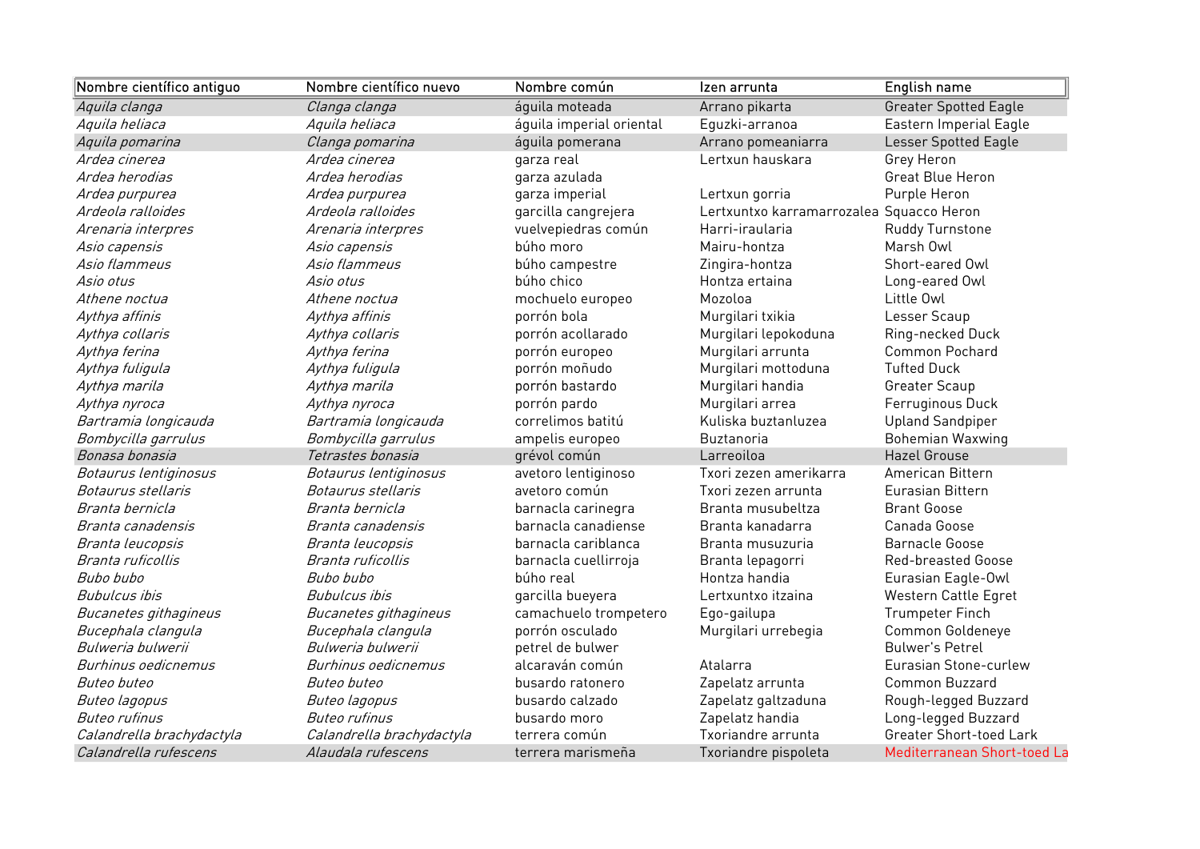| Nombre científico antiguo | Nombre científico nuevo | Nombre común | Izen arrunta | English name |
| --- | --- | --- | --- | --- |
| *Aquila clanga* | *Clanga clanga* | águila moteada | Arrano pikarta | Greater Spotted Eagle |
| *Aquila heliaca* | *Aquila heliaca* | águila imperial oriental | Eguzki-arranoa | Eastern Imperial Eagle |
| *Aquila pomarina* | *Clanga pomarina* | águila pomerana | Arrano pomeaniarra | Lesser Spotted Eagle |
| *Ardea cinerea* | *Ardea cinerea* | garza real | Lertxun hauskara | Grey Heron |
| *Ardea herodias* | *Ardea herodias* | garza azulada | | Great Blue Heron |
| *Ardea purpurea* | *Ardea purpurea* | garza imperial | Lertxun gorria | Purple Heron |
| *Ardeola ralloides* | *Ardeola ralloides* | garcilla cangrejera | Lertxuntxo karramarrozalea | Squacco Heron |
| *Arenaria interpres* | *Arenaria interpres* | vuelvepiedras común | Harri-iraularia | Ruddy Turnstone |
| *Asio capensis* | *Asio capensis* | búho moro | Mairu-hontza | Marsh Owl |
| *Asio flammeus* | *Asio flammeus* | búho campestre | Zingira-hontza | Short-eared Owl |
| *Asio otus* | *Asio otus* | búho chico | Hontza ertaina | Long-eared Owl |
| *Athene noctua* | *Athene noctua* | mochuelo europeo | Mozoloa | Little Owl |
| *Aythya affinis* | *Aythya affinis* | porrón bola | Murgilari txikia | Lesser Scaup |
| *Aythya collaris* | *Aythya collaris* | porrón acollarado | Murgilari lepokoduna | Ring-necked Duck |
| *Aythya ferina* | *Aythya ferina* | porrón europeo | Murgilari arrunta | Common Pochard |
| *Aythya fuligula* | *Aythya fuligula* | porrón moñudo | Murgilari mottoduna | Tufted Duck |
| *Aythya marila* | *Aythya marila* | porrón bastardo | Murgilari handia | Greater Scaup |
| *Aythya nyroca* | *Aythya nyroca* | porrón pardo | Murgilari arrea | Ferruginous Duck |
| *Bartramia longicauda* | *Bartramia longicauda* | correlimos batitú | Kuliska buztanluzea | Upland Sandpiper |
| *Bombycilla garrulus* | *Bombycilla garrulus* | ampelis europeo | Buztanoria | Bohemian Waxwing |
| *Bonasa bonasia* | *Tetrastes bonasia* | grévol común | Larreoiloa | Hazel Grouse |
| *Botaurus lentiginosus* | *Botaurus lentiginosus* | avetoro lentiginoso | Txori zezen amerikarra | American Bittern |
| *Botaurus stellaris* | *Botaurus stellaris* | avetoro común | Txori zezen arrunta | Eurasian Bittern |
| *Branta bernicla* | *Branta bernicla* | barnacla carinegra | Branta musubeltza | Brant Goose |
| *Branta canadensis* | *Branta canadensis* | barnacla canadiense | Branta kanadarra | Canada Goose |
| *Branta leucopsis* | *Branta leucopsis* | barnacla cariblanca | Branta musuzuria | Barnacle Goose |
| *Branta ruficollis* | *Branta ruficollis* | barnacla cuellirroja | Branta lepagorri | Red-breasted Goose |
| *Bubo bubo* | *Bubo bubo* | búho real | Hontza handia | Eurasian Eagle-Owl |
| *Bubulcus ibis* | *Bubulcus ibis* | garcilla bueyera | Lertxuntxo itzaina | Western Cattle Egret |
| *Bucanetes githagineus* | *Bucanetes githagineus* | camachuelo trompetero | Ego-gailupa | Trumpeter Finch |
| *Bucephala clangula* | *Bucephala clangula* | porrón osculado | Murgilari urrebegia | Common Goldeneye |
| *Bulweria bulwerii* | *Bulweria bulwerii* | petrel de bulwer | | Bulwer's Petrel |
| *Burhinus oedicnemus* | *Burhinus oedicnemus* | alcaraván común | Atalarra | Eurasian Stone-curlew |
| *Buteo buteo* | *Buteo buteo* | busardo ratonero | Zapelatz arrunta | Common Buzzard |
| *Buteo lagopus* | *Buteo lagopus* | busardo calzado | Zapelatz galtzaduna | Rough-legged Buzzard |
| *Buteo rufinus* | *Buteo rufinus* | busardo moro | Zapelatz handia | Long-legged Buzzard |
| *Calandrella brachydactyla* | *Calandrella brachydactyla* | terrera común | Txoriandre arrunta | Greater Short-toed Lark |
| *Calandrella rufescens* | *Alaudala rufescens* | terrera marismeña | Txoriandre pispoleta | Mediterranean Short-toed La |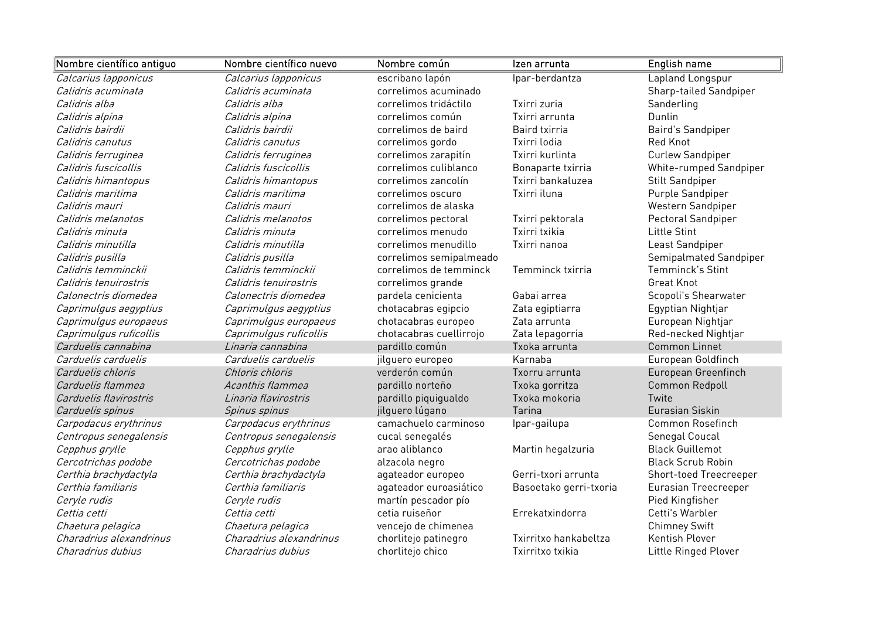| Nombre científico antiguo | Nombre científico nuevo | Nombre común | Izen arrunta | English name |
|---|---|---|---|---|
| *Calcarius lapponicus* | *Calcarius lapponicus* | escribano lapón | Ipar-berdantza | Lapland Longspur |
| *Calidris acuminata* | *Calidris acuminata* | correlimos acuminado | | Sharp-tailed Sandpiper |
| *Calidris alba* | *Calidris alba* | correlimos tridáctilo | Txirri zuria | Sanderling |
| *Calidris alpina* | *Calidris alpina* | correlimos común | Txirri arrunta | Dunlin |
| *Calidris bairdii* | *Calidris bairdii* | correlimos de baird | Baird txirria | Baird's Sandpiper |
| *Calidris canutus* | *Calidris canutus* | correlimos gordo | Txirri lodia | Red Knot |
| *Calidris ferruginea* | *Calidris ferruginea* | correlimos zarapitín | Txirri kurlinta | Curlew Sandpiper |
| *Calidris fuscicollis* | *Calidris fuscicollis* | correlimos culiblanco | Bonaparte txirria | White-rumped Sandpiper |
| *Calidris himantopus* | *Calidris himantopus* | correlimos zancolín | Txirri bankaluzea | Stilt Sandpiper |
| *Calidris maritima* | *Calidris maritima* | correlimos oscuro | Txirri iluna | Purple Sandpiper |
| *Calidris mauri* | *Calidris mauri* | correlimos de alaska | | Western Sandpiper |
| *Calidris melanotos* | *Calidris melanotos* | correlimos pectoral | Txirri pektorala | Pectoral Sandpiper |
| *Calidris minuta* | *Calidris minuta* | correlimos menudo | Txirri txikia | Little Stint |
| *Calidris minutilla* | *Calidris minutilla* | correlimos menudillo | Txirri nanoa | Least Sandpiper |
| *Calidris pusilla* | *Calidris pusilla* | correlimos semipalmeado | | Semipalmated Sandpiper |
| *Calidris temminckii* | *Calidris temminckii* | correlimos de temminck | Temminck txirria | Temminck's Stint |
| *Calidris tenuirostris* | *Calidris tenuirostris* | correlimos grande | | Great Knot |
| *Calonectris diomedea* | *Calonectris diomedea* | pardela cenicienta | Gabai arrea | Scopoli's Shearwater |
| *Caprimulgus aegyptius* | *Caprimulgus aegyptius* | chotacabras egipcio | Zata egiptiarra | Egyptian Nightjar |
| *Caprimulgus europaeus* | *Caprimulgus europaeus* | chotacabras europeo | Zata arrunta | European Nightjar |
| *Caprimulgus ruficollis* | *Caprimulgus ruficollis* | chotacabras cuellirrojo | Zata lepagorria | Red-necked Nightjar |
| *Carduelis cannabina* | *Linaria cannabina* | pardillo común | Txoka arrunta | Common Linnet |
| *Carduelis carduelis* | *Carduelis carduelis* | jilguero europeo | Karnaba | European Goldfinch |
| *Carduelis chloris* | *Chloris chloris* | verderón común | Txorru arrunta | European Greenfinch |
| *Carduelis flammea* | *Acanthis flammea* | pardillo norteño | Txoka gorritza | Common Redpoll |
| *Carduelis flavirostris* | *Linaria flavirostris* | pardillo piquigualdo | Txoka mokoria | Twite |
| *Carduelis spinus* | *Spinus spinus* | jilguero lúgano | Tarina | Eurasian Siskin |
| *Carpodacus erythrinus* | *Carpodacus erythrinus* | camachuelo carminoso | Ipar-gailupa | Common Rosefinch |
| *Centropus senegalensis* | *Centropus senegalensis* | cucal senegalés | | Senegal Coucal |
| *Cepphus grylle* | *Cepphus grylle* | arao aliblanco | Martin hegalzuria | Black Guillemot |
| *Cercotrichas podobe* | *Cercotrichas podobe* | alzacola negro | | Black Scrub Robin |
| *Certhia brachydactyla* | *Certhia brachydactyla* | agateador europeo | Gerri-txori arrunta | Short-toed Treecreeper |
| *Certhia familiaris* | *Certhia familiaris* | agateador euroasiático | Basoetako gerri-txoria | Eurasian Treecreeper |
| *Ceryle rudis* | *Ceryle rudis* | martín pescador pío | | Pied Kingfisher |
| *Cettia cetti* | *Cettia cetti* | cetia ruiseñor | Errekatxindorra | Cetti's Warbler |
| *Chaetura pelagica* | *Chaetura pelagica* | vencejo de chimenea | | Chimney Swift |
| *Charadrius alexandrinus* | *Charadrius alexandrinus* | chorlitejo patinegro | Txirritxo hankabeltza | Kentish Plover |
| *Charadrius dubius* | *Charadrius dubius* | chorlitejo chico | Txirritxo txikia | Little Ringed Plover |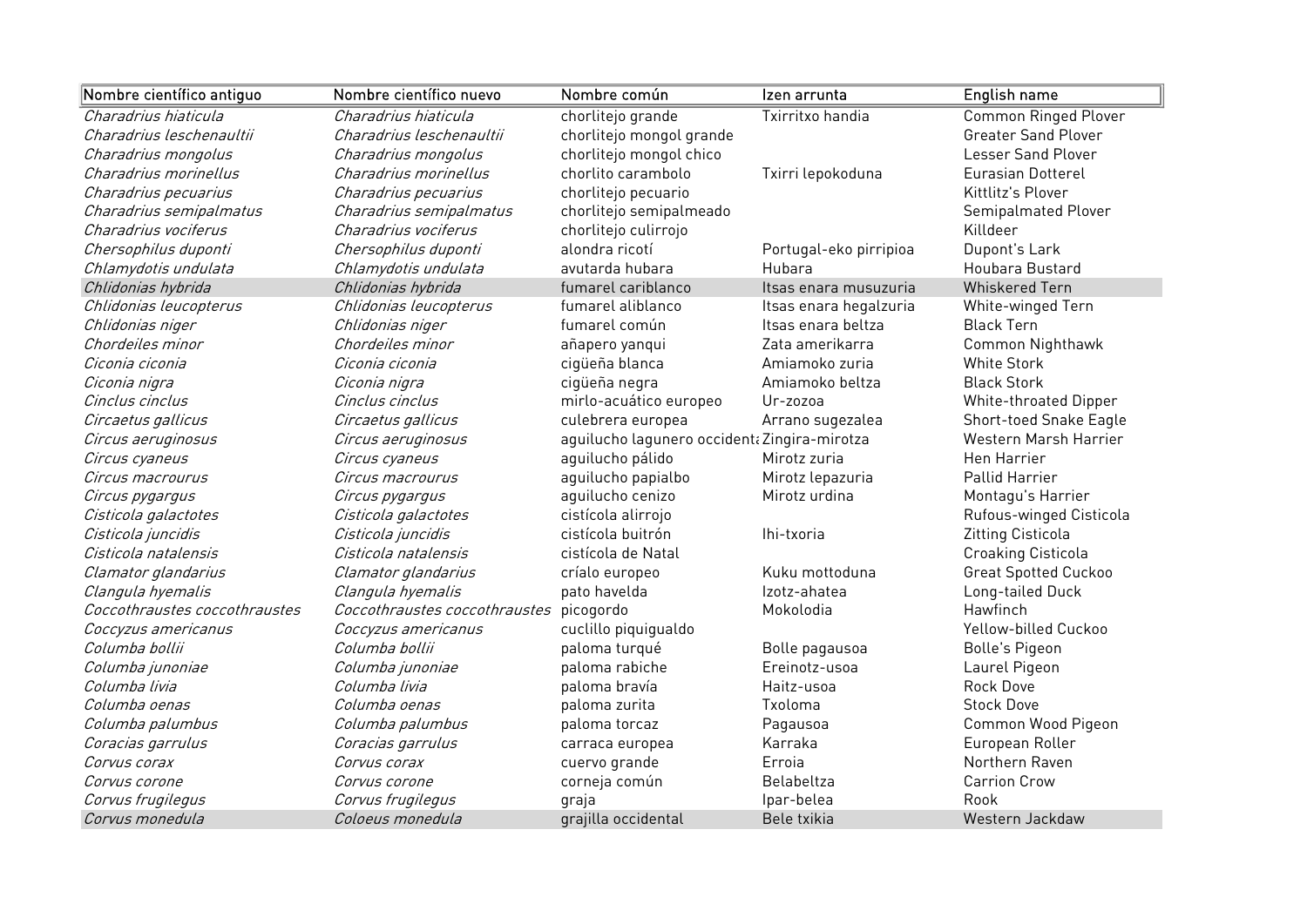| Nombre científico antiguo | Nombre científico nuevo | Nombre común | Izen arrunta | English name |
|---|---|---|---|---|
| *Charadrius hiaticula* | *Charadrius hiaticula* | chorlitejo grande | Txirritxo handia | Common Ringed Plover |
| *Charadrius leschenaultii* | *Charadrius leschenaultii* | chorlitejo mongol grande | | Greater Sand Plover |
| *Charadrius mongolus* | *Charadrius mongolus* | chorlitejo mongol chico | | Lesser Sand Plover |
| *Charadrius morinellus* | *Charadrius morinellus* | chorlito carambolo | Txirri lepokoduna | Eurasian Dotterel |
| *Charadrius pecuarius* | *Charadrius pecuarius* | chorlitejo pecuario | | Kittlitz's Plover |
| *Charadrius semipalmatus* | *Charadrius semipalmatus* | chorlitejo semipalmeado | | Semipalmated Plover |
| *Charadrius vociferus* | *Charadrius vociferus* | chorlitejo culirrojo | | Killdeer |
| *Chersophilus duponti* | *Chersophilus duponti* | alondra ricotí | Portugal-eko pirripioa | Dupont's Lark |
| *Chlamydotis undulata* | *Chlamydotis undulata* | avutarda hubara | Hubara | Houbara Bustard |
| *Chlidonias hybrida* | *Chlidonias hybrida* | fumarel cariblanco | Itsas enara musuzuria | Whiskered Tern |
| *Chlidonias leucopterus* | *Chlidonias leucopterus* | fumarel aliblanco | Itsas enara hegalzuria | White-winged Tern |
| *Chlidonias niger* | *Chlidonias niger* | fumarel común | Itsas enara beltza | Black Tern |
| *Chordeiles minor* | *Chordeiles minor* | añapero yanqui | Zata amerikarra | Common Nighthawk |
| *Ciconia ciconia* | *Ciconia ciconia* | cigüeña blanca | Amiamoko zuria | White Stork |
| *Ciconia nigra* | *Ciconia nigra* | cigüeña negra | Amiamoko beltza | Black Stork |
| *Cinclus cinclus* | *Cinclus cinclus* | mirlo-acuático europeo | Ur-zozoa | White-throated Dipper |
| *Circaetus gallicus* | *Circaetus gallicus* | culebrera europea | Arrano sugezalea | Short-toed Snake Eagle |
| *Circus aeruginosus* | *Circus aeruginosus* | aguilucho lagunero occident | Zingira-mirotza | Western Marsh Harrier |
| *Circus cyaneus* | *Circus cyaneus* | aguilucho pálido | Mirotz zuria | Hen Harrier |
| *Circus macrourus* | *Circus macrourus* | aguilucho papialbo | Mirotz lepazuria | Pallid Harrier |
| *Circus pygargus* | *Circus pygargus* | aguilucho cenizo | Mirotz urdina | Montagu's Harrier |
| *Cisticola galactotes* | *Cisticola galactotes* | cistícola alirrojo | | Rufous-winged Cisticola |
| *Cisticola juncidis* | *Cisticola juncidis* | cistícola buitrón | Ihi-txoria | Zitting Cisticola |
| *Cisticola natalensis* | *Cisticola natalensis* | cistícola de Natal | | Croaking Cisticola |
| *Clamator glandarius* | *Clamator glandarius* | críalo europeo | Kuku mottoduna | Great Spotted Cuckoo |
| *Clangula hyemalis* | *Clangula hyemalis* | pato havelda | Izotz-ahatea | Long-tailed Duck |
| *Coccothraustes coccothraustes* | *Coccothraustes coccothraustes* | picogordo | Mokolodia | Hawfinch |
| *Coccyzus americanus* | *Coccyzus americanus* | cuclillo piquigualdo | | Yellow-billed Cuckoo |
| *Columba bollii* | *Columba bollii* | paloma turqué | Bolle pagausoa | Bolle's Pigeon |
| *Columba junoniae* | *Columba junoniae* | paloma rabiche | Ereinotz-usoa | Laurel Pigeon |
| *Columba livia* | *Columba livia* | paloma bravía | Haitz-usoa | Rock Dove |
| *Columba oenas* | *Columba oenas* | paloma zurita | Txoloma | Stock Dove |
| *Columba palumbus* | *Columba palumbus* | paloma torcaz | Pagausoa | Common Wood Pigeon |
| *Coracias garrulus* | *Coracias garrulus* | carraca europea | Karraka | European Roller |
| *Corvus corax* | *Corvus corax* | cuervo grande | Erroia | Northern Raven |
| *Corvus corone* | *Corvus corone* | corneja común | Belabeltza | Carrion Crow |
| *Corvus frugilegus* | *Corvus frugilegus* | graja | Ipar-belea | Rook |
| *Corvus monedula* | *Coloeus monedula* | grajilla occidental | Bele txikia | Western Jackdaw |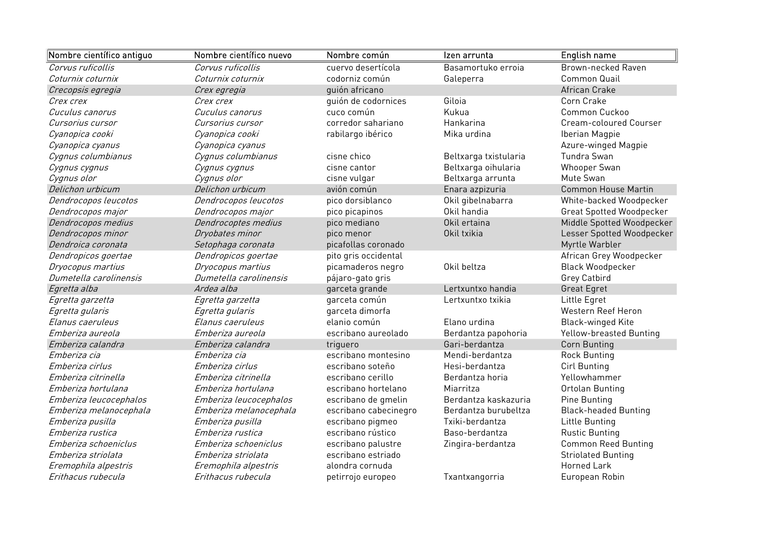| Nombre científico antiguo | Nombre científico nuevo | Nombre común | Izen arrunta | English name |
|---|---|---|---|---|
| *Corvus ruficollis* | *Corvus ruficollis* | cuervo desertícola | Basamortuko erroia | Brown-necked Raven |
| *Coturnix coturnix* | *Coturnix coturnix* | codorniz común | Galeperra | Common Quail |
| *Crecopsis egregia* | *Crex egregia* | guión africano | | African Crake |
| *Crex crex* | *Crex crex* | guión de codornices | Giloia | Corn Crake |
| *Cuculus canorus* | *Cuculus canorus* | cuco común | Kukua | Common Cuckoo |
| *Cursorius cursor* | *Cursorius cursor* | corredor sahariano | Hankarina | Cream-coloured Courser |
| *Cyanopica cooki* | *Cyanopica cooki* | rabilargo ibérico | Mika urdina | Iberian Magpie |
| *Cyanopica cyanus* | *Cyanopica cyanus* | | | Azure-winged Magpie |
| *Cygnus columbianus* | *Cygnus columbianus* | cisne chico | Beltxarga txistularia | Tundra Swan |
| *Cygnus cygnus* | *Cygnus cygnus* | cisne cantor | Beltxarga oihularia | Whooper Swan |
| *Cygnus olor* | *Cygnus olor* | cisne vulgar | Beltxarga arrunta | Mute Swan |
| *Delichon urbicum* | *Delichon urbicum* | avión común | Enara azpizuria | Common House Martin |
| *Dendrocopos leucotos* | *Dendrocopos leucotos* | pico dorsiblanco | Okil gibelnabarra | White-backed Woodpecker |
| *Dendrocopos major* | *Dendrocopos major* | pico picapinos | Okil handia | Great Spotted Woodpecker |
| *Dendrocopos medius* | *Dendrocoptes medius* | pico mediano | Okil ertaina | Middle Spotted Woodpecker |
| *Dendrocopos minor* | *Dryobates minor* | pico menor | Okil txikia | Lesser Spotted Woodpecker |
| *Dendroica coronata* | *Setophaga coronata* | picafollas coronado | | Myrtle Warbler |
| *Dendropicos goertae* | *Dendropicos goertae* | pito gris occidental | | African Grey Woodpecker |
| *Dryocopus martius* | *Dryocopus martius* | picamaderos negro | Okil beltza | Black Woodpecker |
| *Dumetella carolinensis* | *Dumetella carolinensis* | pájaro-gato gris | | Grey Catbird |
| *Egretta alba* | *Ardea alba* | garceta grande | Lertxuntxo handia | Great Egret |
| *Egretta garzetta* | *Egretta garzetta* | garceta común | Lertxuntxo txikia | Little Egret |
| *Egretta gularis* | *Egretta gularis* | garceta dimorfa | | Western Reef Heron |
| *Elanus caeruleus* | *Elanus caeruleus* | elanio común | Elano urdina | Black-winged Kite |
| *Emberiza aureola* | *Emberiza aureola* | escribano aureolado | Berdantza papohoria | Yellow-breasted Bunting |
| *Emberiza calandra* | *Emberiza calandra* | triguero | Gari-berdantza | Corn Bunting |
| *Emberiza cia* | *Emberiza cia* | escribano montesino | Mendi-berdantza | Rock Bunting |
| *Emberiza cirlus* | *Emberiza cirlus* | escribano soteño | Hesi-berdantza | Cirl Bunting |
| *Emberiza citrinella* | *Emberiza citrinella* | escribano cerillo | Berdantza horia | Yellowhammer |
| *Emberiza hortulana* | *Emberiza hortulana* | escribano hortelano | Miarritza | Ortolan Bunting |
| *Emberiza leucocephalos* | *Emberiza leucocephalos* | escribano de gmelin | Berdantza kaskazuria | Pine Bunting |
| *Emberiza melanocephala* | *Emberiza melanocephala* | escribano cabecinegro | Berdantza burubeltza | Black-headed Bunting |
| *Emberiza pusilla* | *Emberiza pusilla* | escribano pigmeo | Txiki-berdantza | Little Bunting |
| *Emberiza rustica* | *Emberiza rustica* | escribano rústico | Baso-berdantza | Rustic Bunting |
| *Emberiza schoeniclus* | *Emberiza schoeniclus* | escribano palustre | Zingira-berdantza | Common Reed Bunting |
| *Emberiza striolata* | *Emberiza striolata* | escribano estriado | | Striolated Bunting |
| *Eremophila alpestris* | *Eremophila alpestris* | alondra cornuda | | Horned Lark |
| *Erithacus rubecula* | *Erithacus rubecula* | petirrojo europeo | Txantxangorria | European Robin |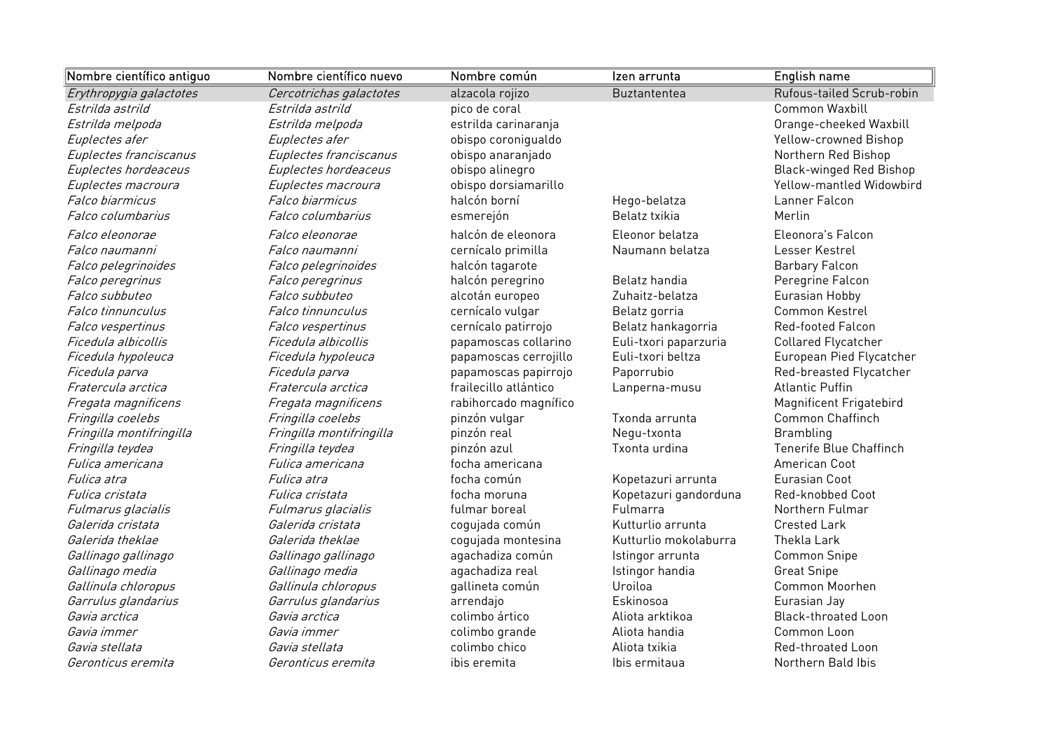| Nombre científico antiguo | Nombre científico nuevo | Nombre común | Izen arrunta | English name |
|---|---|---|---|---|
| *Erythropygia galactotes* | *Cercotrichas galactotes* | alzacola rojizo | Buztantentea | Rufous-tailed Scrub-robin |
| *Estrilda astrild* | *Estrilda astrild* | pico de coral | | Common Waxbill |
| *Estrilda melpoda* | *Estrilda melpoda* | estrilda carinaranja | | Orange-cheeked Waxbill |
| *Euplectes afer* | *Euplectes afer* | obispo coronigualdo | | Yellow-crowned Bishop |
| *Euplectes franciscanus* | *Euplectes franciscanus* | obispo anaranjado | | Northern Red Bishop |
| *Euplectes hordeaceus* | *Euplectes hordeaceus* | obispo alinegro | | Black-winged Red Bishop |
| *Euplectes macroura* | *Euplectes macroura* | obispo dorsiamarillo | | Yellow-mantled Widowbird |
| *Falco biarmicus* | *Falco biarmicus* | halcón borní | Hego-belatza | Lanner Falcon |
| *Falco columbarius* | *Falco columbarius* | esmerejón | Belatz txikia | Merlin |
| *Falco eleonorae* | *Falco eleonorae* | halcón de eleonora | Eleonor belatza | Eleonora's Falcon |
| *Falco naumanni* | *Falco naumanni* | cernícalo primilla | Naumann belatza | Lesser Kestrel |
| *Falco pelegrinoides* | *Falco pelegrinoides* | halcón tagarote | | Barbary Falcon |
| *Falco peregrinus* | *Falco peregrinus* | halcón peregrino | Belatz handia | Peregrine Falcon |
| *Falco subbuteo* | *Falco subbuteo* | alcotán europeo | Zuhaitz-belatza | Eurasian Hobby |
| *Falco tinnunculus* | *Falco tinnunculus* | cernícalo vulgar | Belatz gorria | Common Kestrel |
| *Falco vespertinus* | *Falco vespertinus* | cernícalo patirrojo | Belatz hankagorria | Red-footed Falcon |
| *Ficedula albicollis* | *Ficedula albicollis* | papamoscas collarino | Euli-txori paparzuria | Collared Flycatcher |
| *Ficedula hypoleuca* | *Ficedula hypoleuca* | papamoscas cerrojillo | Euli-txori beltza | European Pied Flycatcher |
| *Ficedula parva* | *Ficedula parva* | papamoscas papirrojo | Paporrubio | Red-breasted Flycatcher |
| *Fratercula arctica* | *Fratercula arctica* | frailecillo atlántico | Lanperna-musu | Atlantic Puffin |
| *Fregata magnificens* | *Fregata magnificens* | rabihorcado magnífico | | Magnificent Frigatebird |
| *Fringilla coelebs* | *Fringilla coelebs* | pinzón vulgar | Txonda arrunta | Common Chaffinch |
| *Fringilla montifringilla* | *Fringilla montifringilla* | pinzón real | Negu-txonta | Brambling |
| *Fringilla teydea* | *Fringilla teydea* | pinzón azul | Txonta urdina | Tenerife Blue Chaffinch |
| *Fulica americana* | *Fulica americana* | focha americana | | American Coot |
| *Fulica atra* | *Fulica atra* | focha común | Kopetazuri arrunta | Eurasian Coot |
| *Fulica cristata* | *Fulica cristata* | focha moruna | Kopetazuri gandorduna | Red-knobbed Coot |
| *Fulmarus glacialis* | *Fulmarus glacialis* | fulmar boreal | Fulmarra | Northern Fulmar |
| *Galerida cristata* | *Galerida cristata* | cogujada común | Kutturlio arrunta | Crested Lark |
| *Galerida theklae* | *Galerida theklae* | cogujada montesina | Kutturlio mokolaburra | Thekla Lark |
| *Gallinago gallinago* | *Gallinago gallinago* | agachadiza común | Istingor arrunta | Common Snipe |
| *Gallinago media* | *Gallinago media* | agachadiza real | Istingor handia | Great Snipe |
| *Gallinula chloropus* | *Gallinula chloropus* | gallineta común | Uroiloa | Common Moorhen |
| *Garrulus glandarius* | *Garrulus glandarius* | arrendajo | Eskinosoa | Eurasian Jay |
| *Gavia arctica* | *Gavia arctica* | colimbo ártico | Aliota arktikoa | Black-throated Loon |
| *Gavia immer* | *Gavia immer* | colimbo grande | Aliota handia | Common Loon |
| *Gavia stellata* | *Gavia stellata* | colimbo chico | Aliota txikia | Red-throated Loon |
| *Geronticus eremita* | *Geronticus eremita* | ibis eremita | Ibis ermitaua | Northern Bald Ibis |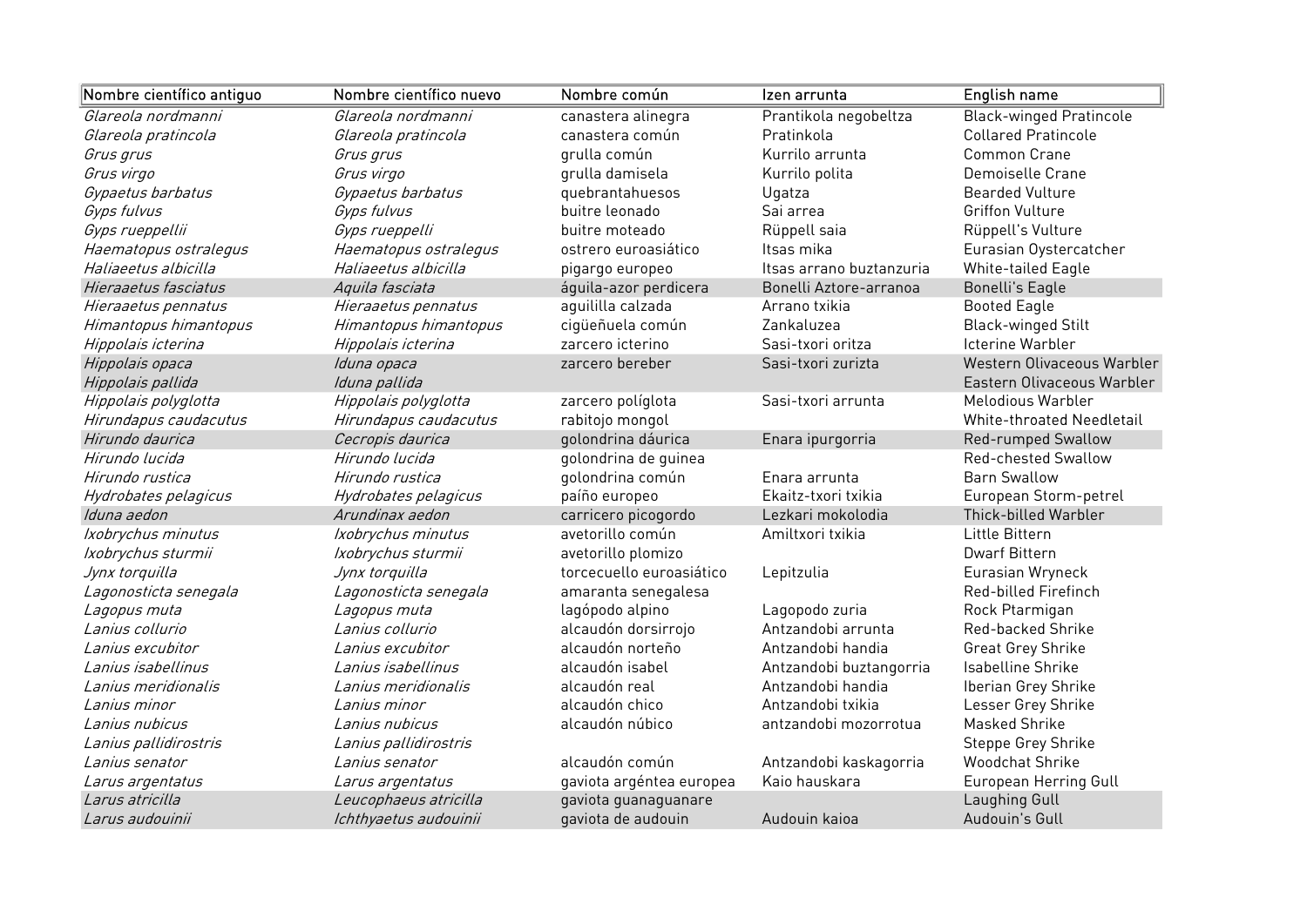| Nombre científico antiguo | Nombre científico nuevo | Nombre común | Izen arrunta | English name |
|---|---|---|---|---|
| *Glareola nordmanni* | *Glareola nordmanni* | canastera alinegra | Prantikola negobeltza | Black-winged Pratincole |
| *Glareola pratincola* | *Glareola pratincola* | canastera común | Pratinkola | Collared Pratincole |
| *Grus grus* | *Grus grus* | grulla común | Kurrilo arrunta | Common Crane |
| *Grus virgo* | *Grus virgo* | grulla damisela | Kurrilo polita | Demoiselle Crane |
| *Gypaetus barbatus* | *Gypaetus barbatus* | quebrantahuesos | Ugatza | Bearded Vulture |
| *Gyps fulvus* | *Gyps fulvus* | buitre leonado | Sai arrea | Griffon Vulture |
| *Gyps rueppellii* | *Gyps rueppelli* | buitre moteado | Rüppell saia | Rüppell's Vulture |
| *Haematopus ostralegus* | *Haematopus ostralegus* | ostrero euroasiático | Itsas mika | Eurasian Oystercatcher |
| *Haliaeetus albicilla* | *Haliaeetus albicilla* | pigargo europeo | Itsas arrano buztanzuria | White-tailed Eagle |
| *Hieraaetus fasciatus* | *Aquila fasciata* | águila-azor perdicera | Bonelli Aztore-arranoa | Bonelli's Eagle |
| *Hieraaetus pennatus* | *Hieraaetus pennatus* | aguililla calzada | Arrano txikia | Booted Eagle |
| *Himantopus himantopus* | *Himantopus himantopus* | cigüeñuela común | Zankaluzea | Black-winged Stilt |
| *Hippolais icterina* | *Hippolais icterina* | zarcero icterino | Sasi-txori oritza | Icterine Warbler |
| *Hippolais opaca* | *Iduna opaca* | zarcero bereber | Sasi-txori zurizta | Western Olivaceous Warbler |
| *Hippolais pallida* | *Iduna pallida* | | | Eastern Olivaceous Warbler |
| *Hippolais polyglotta* | *Hippolais polyglotta* | zarcero políglota | Sasi-txori arrunta | Melodious Warbler |
| *Hirundapus caudacutus* | *Hirundapus caudacutus* | rabitojo mongol | | White-throated Needletail |
| *Hirundo daurica* | *Cecropis daurica* | golondrina dáurica | Enara ipurgorria | Red-rumped Swallow |
| *Hirundo lucida* | *Hirundo lucida* | golondrina de guinea | | Red-chested Swallow |
| *Hirundo rustica* | *Hirundo rustica* | golondrina común | Enara arrunta | Barn Swallow |
| *Hydrobates pelagicus* | *Hydrobates pelagicus* | paíño europeo | Ekaitz-txori txikia | European Storm-petrel |
| *Iduna aedon* | *Arundinax aedon* | carricero picogordo | Lezkari mokolodia | Thick-billed Warbler |
| *Ixobrychus minutus* | *Ixobrychus minutus* | avetorillo común | Amiltxori txikia | Little Bittern |
| *Ixobrychus sturmii* | *Ixobrychus sturmii* | avetorillo plomizo | | Dwarf Bittern |
| *Jynx torquilla* | *Jynx torquilla* | torcecuello euroasiático | Lepitzulia | Eurasian Wryneck |
| *Lagonosticta senegala* | *Lagonosticta senegala* | amaranta senegalesa | | Red-billed Firefinch |
| *Lagopus muta* | *Lagopus muta* | lagópodo alpino | Lagopodo zuria | Rock Ptarmigan |
| *Lanius collurio* | *Lanius collurio* | alcaudón dorsirrojo | Antzandobi arrunta | Red-backed Shrike |
| *Lanius excubitor* | *Lanius excubitor* | alcaudón norteño | Antzandobi handia | Great Grey Shrike |
| *Lanius isabellinus* | *Lanius isabellinus* | alcaudón isabel | Antzandobi buztangorria | Isabelline Shrike |
| *Lanius meridionalis* | *Lanius meridionalis* | alcaudón real | Antzandobi handia | Iberian Grey Shrike |
| *Lanius minor* | *Lanius minor* | alcaudón chico | Antzandobi txikia | Lesser Grey Shrike |
| *Lanius nubicus* | *Lanius nubicus* | alcaudón núbico | antzandobi mozorrotua | Masked Shrike |
| *Lanius pallidirostris* | *Lanius pallidirostris* | | | Steppe Grey Shrike |
| *Lanius senator* | *Lanius senator* | alcaudón común | Antzandobi kaskagorria | Woodchat Shrike |
| *Larus argentatus* | *Larus argentatus* | gaviota argéntea europea | Kaio hauskara | European Herring Gull |
| *Larus atricilla* | *Leucophaeus atricilla* | gaviota guanaguanare | | Laughing Gull |
| *Larus audouinii* | *Ichthyaetus audouinii* | gaviota de audouin | Audouin kaioa | Audouin's Gull |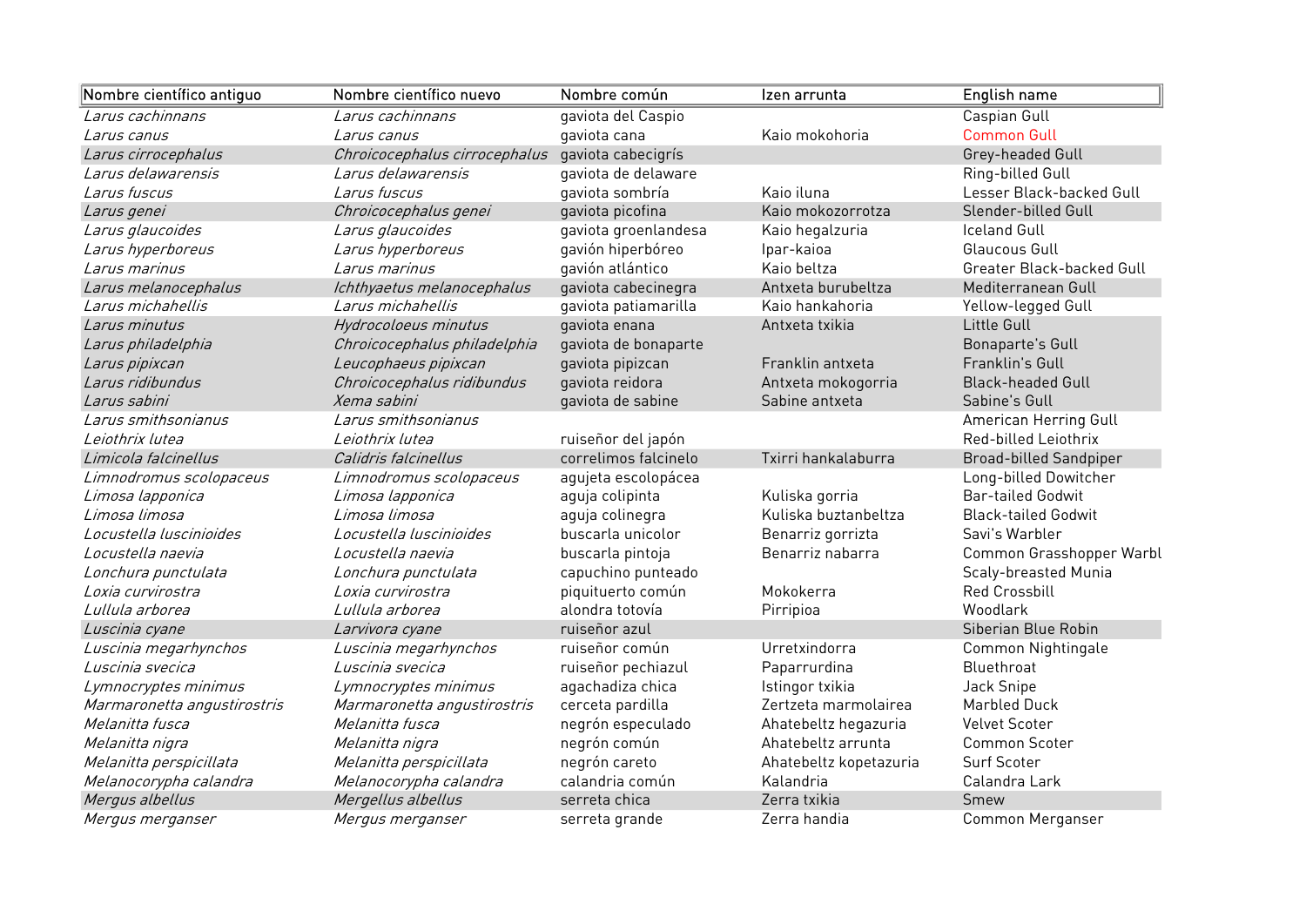| Nombre científico antiguo | Nombre científico nuevo | Nombre común | Izen arrunta | English name |
|---|---|---|---|---|
| *Larus cachinnans* | *Larus cachinnans* | gaviota del Caspio | | Caspian Gull |
| *Larus canus* | *Larus canus* | gaviota cana | Kaio mokohoria | Common Gull |
| *Larus cirrocephalus* | *Chroicocephalus cirrocephalus* | gaviota cabecigrís | | Grey-headed Gull |
| *Larus delawarensis* | *Larus delawarensis* | gaviota de delaware | | Ring-billed Gull |
| *Larus fuscus* | *Larus fuscus* | gaviota sombría | Kaio iluna | Lesser Black-backed Gull |
| *Larus genei* | *Chroicocephalus genei* | gaviota picofina | Kaio mokozorrotza | Slender-billed Gull |
| *Larus glaucoides* | *Larus glaucoides* | gaviota groenlandesa | Kaio hegalzuria | Iceland Gull |
| *Larus hyperboreus* | *Larus hyperboreus* | gavión hiperbóreo | Ipar-kaioa | Glaucous Gull |
| *Larus marinus* | *Larus marinus* | gavión atlántico | Kaio beltza | Greater Black-backed Gull |
| *Larus melanocephalus* | *Ichthyaetus melanocephalus* | gaviota cabecinegra | Antxeta burubeltza | Mediterranean Gull |
| *Larus michahellis* | *Larus michahellis* | gaviota patiamarilla | Kaio hankahoria | Yellow-legged Gull |
| *Larus minutus* | *Hydrocoloeus minutus* | gaviota enana | Antxeta txikia | Little Gull |
| *Larus philadelphia* | *Chroicocephalus philadelphia* | gaviota de bonaparte | | Bonaparte's Gull |
| *Larus pipixcan* | *Leucophaeus pipixcan* | gaviota pipizcan | Franklin antxeta | Franklin's Gull |
| *Larus ridibundus* | *Chroicocephalus ridibundus* | gaviota reidora | Antxeta mokogorria | Black-headed Gull |
| *Larus sabini* | *Xema sabini* | gaviota de sabine | Sabine antxeta | Sabine's Gull |
| *Larus smithsonianus* | *Larus smithsonianus* | | | American Herring Gull |
| *Leiothrix lutea* | *Leiothrix lutea* | ruiseñor del japón | | Red-billed Leiothrix |
| *Limicola falcinellus* | *Calidris falcinellus* | correlimos falcinelo | Txirri hankalaburra | Broad-billed Sandpiper |
| *Limnodromus scolopaceus* | *Limnodromus scolopaceus* | agujeta escolopácea | | Long-billed Dowitcher |
| *Limosa lapponica* | *Limosa lapponica* | aguja colipinta | Kuliska gorria | Bar-tailed Godwit |
| *Limosa limosa* | *Limosa limosa* | aguja colinegra | Kuliska buztanbeltza | Black-tailed Godwit |
| *Locustella luscinioides* | *Locustella luscinioides* | buscarla unicolor | Benarriz gorrizta | Savi's Warbler |
| *Locustella naevia* | *Locustella naevia* | buscarla pintoja | Benarriz nabarra | Common Grasshopper Warbl |
| *Lonchura punctulata* | *Lonchura punctulata* | capuchino punteado | | Scaly-breasted Munia |
| *Loxia curvirostra* | *Loxia curvirostra* | piquituerto común | Mokokerra | Red Crossbill |
| *Lullula arborea* | *Lullula arborea* | alondra totovía | Pirripioa | Woodlark |
| *Luscinia cyane* | *Larvivora cyane* | ruiseñor azul | | Siberian Blue Robin |
| *Luscinia megarhynchos* | *Luscinia megarhynchos* | ruiseñor común | Urretxindorra | Common Nightingale |
| *Luscinia svecica* | *Luscinia svecica* | ruiseñor pechiazul | Paparrurdina | Bluethroat |
| *Lymnocryptes minimus* | *Lymnocryptes minimus* | agachadiza chica | Istingor txikia | Jack Snipe |
| *Marmaronetta angustirostris* | *Marmaronetta angustirostris* | cerceta pardilla | Zertzeta marmolairea | Marbled Duck |
| *Melanitta fusca* | *Melanitta fusca* | negrón especulado | Ahatebeltz hegazuria | Velvet Scoter |
| *Melanitta nigra* | *Melanitta nigra* | negrón común | Ahatebeltz arrunta | Common Scoter |
| *Melanitta perspicillata* | *Melanitta perspicillata* | negrón careto | Ahatebeltz kopetazuria | Surf Scoter |
| *Melanocorypha calandra* | *Melanocorypha calandra* | calandria común | Kalandria | Calandra Lark |
| *Mergus albellus* | *Mergellus albellus* | serreta chica | Zerra txikia | Smew |
| *Mergus merganser* | *Mergus merganser* | serreta grande | Zerra handia | Common Merganser |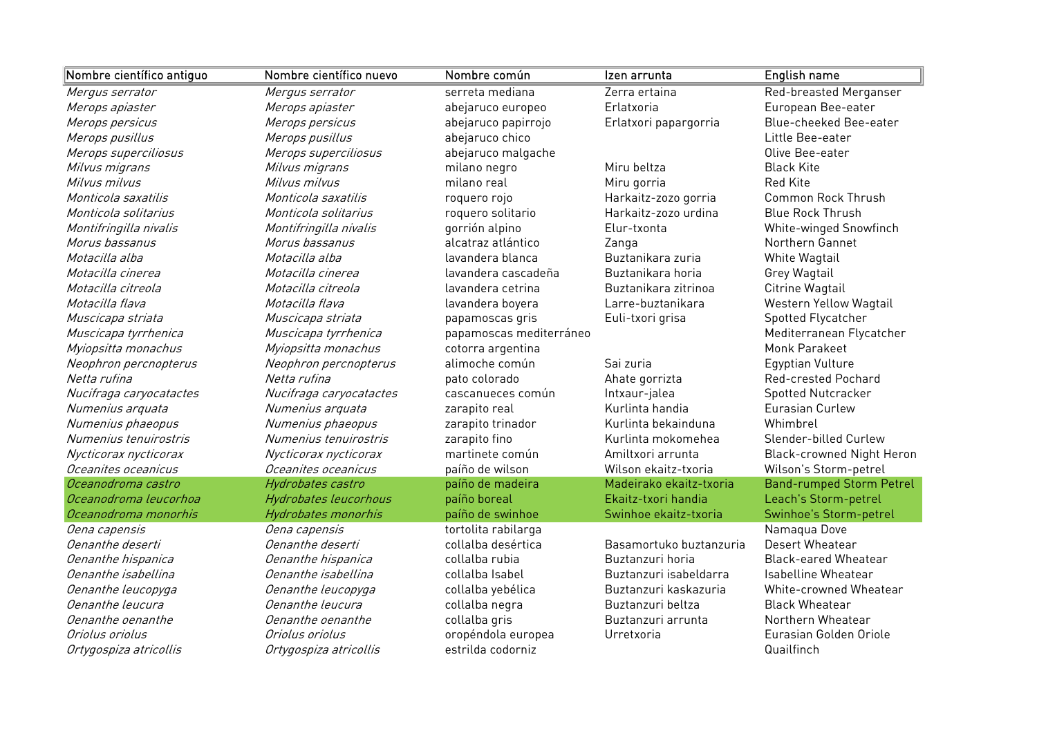| Nombre científico antiguo | Nombre científico nuevo | Nombre común | Izen arrunta | English name |
|---|---|---|---|---|
| *Mergus serrator* | *Mergus serrator* | serreta mediana | Zerra ertaina | Red-breasted Merganser |
| *Merops apiaster* | *Merops apiaster* | abejaruco europeo | Erlatxoria | European Bee-eater |
| *Merops persicus* | *Merops persicus* | abejaruco papirrojo | Erlatxori papargorria | Blue-cheeked Bee-eater |
| *Merops pusillus* | *Merops pusillus* | abejaruco chico | | Little Bee-eater |
| *Merops superciliosus* | *Merops superciliosus* | abejaruco malgache | | Olive Bee-eater |
| *Milvus migrans* | *Milvus migrans* | milano negro | Miru beltza | Black Kite |
| *Milvus milvus* | *Milvus milvus* | milano real | Miru gorria | Red Kite |
| *Monticola saxatilis* | *Monticola saxatilis* | roquero rojo | Harkaitz-zozo gorria | Common Rock Thrush |
| *Monticola solitarius* | *Monticola solitarius* | roquero solitario | Harkaitz-zozo urdina | Blue Rock Thrush |
| *Montifringilla nivalis* | *Montifringilla nivalis* | gorrión alpino | Elur-txonta | White-winged Snowfinch |
| *Morus bassanus* | *Morus bassanus* | alcatraz atlántico | Zanga | Northern Gannet |
| *Motacilla alba* | *Motacilla alba* | lavandera blanca | Buztanikara zuria | White Wagtail |
| *Motacilla cinerea* | *Motacilla cinerea* | lavandera cascadeña | Buztanikara horia | Grey Wagtail |
| *Motacilla citreola* | *Motacilla citreola* | lavandera cetrina | Buztanikara zitrinoa | Citrine Wagtail |
| *Motacilla flava* | *Motacilla flava* | lavandera boyera | Larre-buztanikara | Western Yellow Wagtail |
| *Muscicapa striata* | *Muscicapa striata* | papamoscas gris | Euli-txori grisa | Spotted Flycatcher |
| *Muscicapa tyrrhenica* | *Muscicapa tyrrhenica* | papamoscas mediterráneo | | Mediterranean Flycatcher |
| *Myiopsitta monachus* | *Myiopsitta monachus* | cotorra argentina | | Monk Parakeet |
| *Neophron percnopterus* | *Neophron percnopterus* | alimoche común | Sai zuria | Egyptian Vulture |
| *Netta rufina* | *Netta rufina* | pato colorado | Ahate gorrizta | Red-crested Pochard |
| *Nucifraga caryocatactes* | *Nucifraga caryocatactes* | cascanueces común | Intxaur-jalea | Spotted Nutcracker |
| *Numenius arquata* | *Numenius arquata* | zarapito real | Kurlinta handia | Eurasian Curlew |
| *Numenius phaeopus* | *Numenius phaeopus* | zarapito trinador | Kurlinta bekainduna | Whimbrel |
| *Numenius tenuirostris* | *Numenius tenuirostris* | zarapito fino | Kurlinta mokomehea | Slender-billed Curlew |
| *Nycticorax nycticorax* | *Nycticorax nycticorax* | martinete común | Amiltxori arrunta | Black-crowned Night Heron |
| *Oceanites oceanicus* | *Oceanites oceanicus* | paíño de wilson | Wilson ekaitz-txoria | Wilson's Storm-petrel |
| *Oceanodroma castro* | *Hydrobates castro* | paíño de madeira | Madeirako ekaitz-txoria | Band-rumped Storm Petrel |
| *Oceanodroma leucorhoa* | *Hydrobates leucorhous* | paíño boreal | Ekaitz-txori handia | Leach's Storm-petrel |
| *Oceanodroma monorhis* | *Hydrobates monorhis* | paíño de swinhoe | Swinhoe ekaitz-txoria | Swinhoe's Storm-petrel |
| *Oena capensis* | *Oena capensis* | tortolita rabilarga | | Namaqua Dove |
| *Oenanthe deserti* | *Oenanthe deserti* | collalba desértica | Basamortuko buztanzuria | Desert Wheatear |
| *Oenanthe hispanica* | *Oenanthe hispanica* | collalba rubia | Buztanzuri horia | Black-eared Wheatear |
| *Oenanthe isabellina* | *Oenanthe isabellina* | collalba Isabel | Buztanzuri isabeldarra | Isabelline Wheatear |
| *Oenanthe leucopyga* | *Oenanthe leucopyga* | collalba yebélica | Buztanzuri kaskazuria | White-crowned Wheatear |
| *Oenanthe leucura* | *Oenanthe leucura* | collalba negra | Buztanzuri beltza | Black Wheatear |
| *Oenanthe oenanthe* | *Oenanthe oenanthe* | collalba gris | Buztanzuri arrunta | Northern Wheatear |
| *Oriolus oriolus* | *Oriolus oriolus* | oropéndola europea | Urretxoria | Eurasian Golden Oriole |
| *Ortygospiza atricollis* | *Ortygospiza atricollis* | estrilda codorniz | | Quailfinch |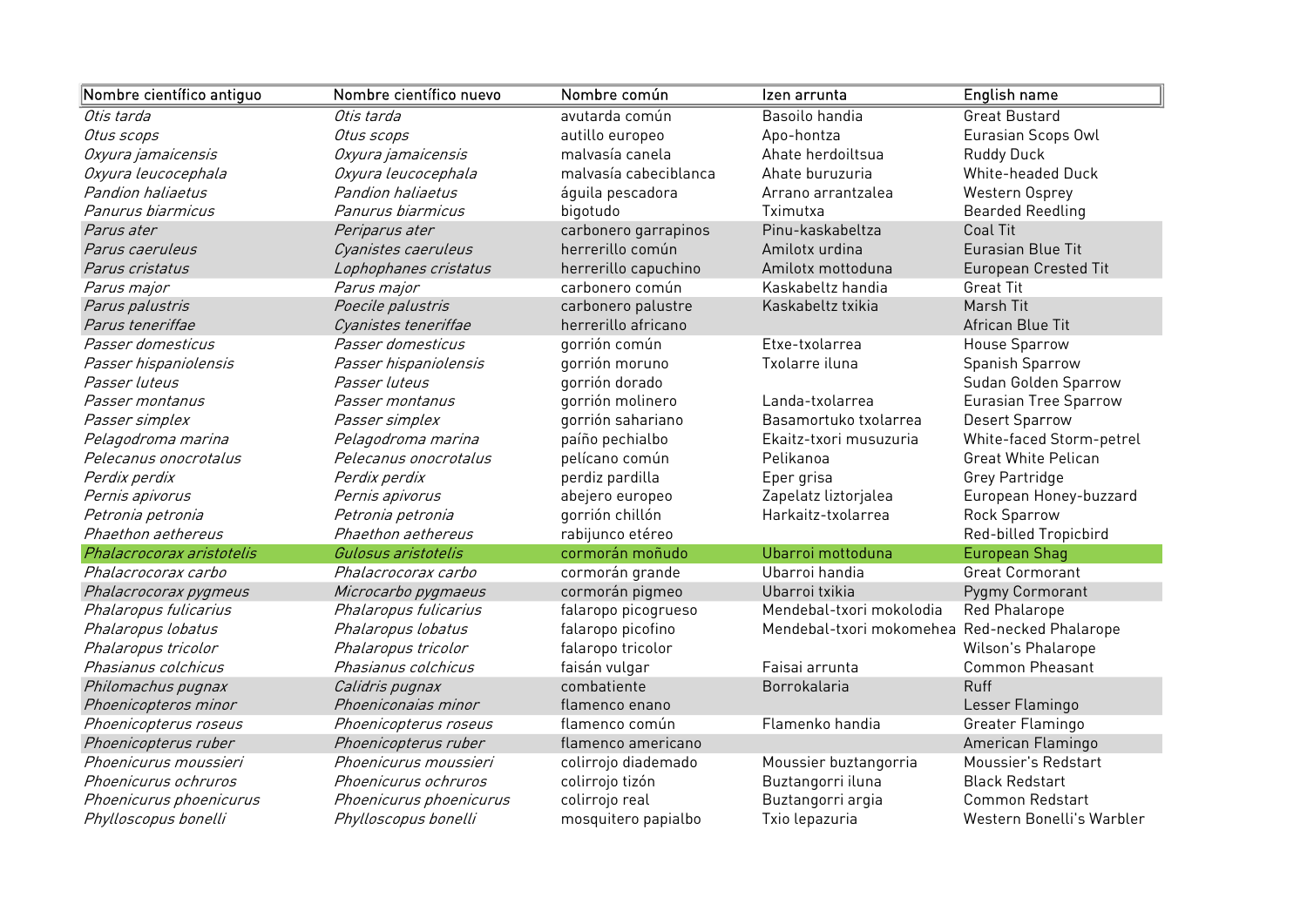| Nombre científico antiguo | Nombre científico nuevo | Nombre común | Izen arrunta | English name |
|---|---|---|---|---|
| *Otis tarda* | *Otis tarda* | avutarda común | Basoilo handia | Great Bustard |
| *Otus scops* | *Otus scops* | autillo europeo | Apo-hontza | Eurasian Scops Owl |
| *Oxyura jamaicensis* | *Oxyura jamaicensis* | malvasía canela | Ahate herdoiltsua | Ruddy Duck |
| *Oxyura leucocephala* | *Oxyura leucocephala* | malvasía cabeciblanca | Ahate buruzuria | White-headed Duck |
| *Pandion haliaetus* | *Pandion haliaetus* | águila pescadora | Arrano arrantzalea | Western Osprey |
| *Panurus biarmicus* | *Panurus biarmicus* | bigotudo | Tximutxa | Bearded Reedling |
| *Parus ater* | *Periparus ater* | carbonero garrapinos | Pinu-kaskabeltza | Coal Tit |
| *Parus caeruleus* | *Cyanistes caeruleus* | herrerillo común | Amilotx urdina | Eurasian Blue Tit |
| *Parus cristatus* | *Lophophanes cristatus* | herrerillo capuchino | Amilotx mottoduna | European Crested Tit |
| *Parus major* | *Parus major* | carbonero común | Kaskabeltz handia | Great Tit |
| *Parus palustris* | *Poecile palustris* | carbonero palustre | Kaskabeltz txikia | Marsh Tit |
| *Parus teneriffae* | *Cyanistes teneriffae* | herrerillo africano | | African Blue Tit |
| *Passer domesticus* | *Passer domesticus* | gorrión común | Etxe-txolarrea | House Sparrow |
| *Passer hispaniolensis* | *Passer hispaniolensis* | gorrión moruno | Txolarre iluna | Spanish Sparrow |
| *Passer luteus* | *Passer luteus* | gorrión dorado | | Sudan Golden Sparrow |
| *Passer montanus* | *Passer montanus* | gorrión molinero | Landa-txolarrea | Eurasian Tree Sparrow |
| *Passer simplex* | *Passer simplex* | gorrión sahariano | Basamortuko txolarrea | Desert Sparrow |
| *Pelagodroma marina* | *Pelagodroma marina* | paíño pechialbo | Ekaitz-txori musuzuria | White-faced Storm-petrel |
| *Pelecanus onocrotalus* | *Pelecanus onocrotalus* | pelícano común | Pelikanoa | Great White Pelican |
| *Perdix perdix* | *Perdix perdix* | perdiz pardilla | Eper grisa | Grey Partridge |
| *Pernis apivorus* | *Pernis apivorus* | abejero europeo | Zapelatz liztorjalea | European Honey-buzzard |
| *Petronia petronia* | *Petronia petronia* | gorrión chillón | Harkaitz-txolarrea | Rock Sparrow |
| *Phaethon aethereus* | *Phaethon aethereus* | rabijunco etéreo | | Red-billed Tropicbird |
| *Phalacrocorax aristotelis* | *Gulosus aristotelis* | cormorán moñudo | Ubarroi mottoduna | European Shag |
| *Phalacrocorax carbo* | *Phalacrocorax carbo* | cormorán grande | Ubarroi handia | Great Cormorant |
| *Phalacrocorax pygmeus* | *Microcarbo pygmaeus* | cormorán pigmeo | Ubarroi txikia | Pygmy Cormorant |
| *Phalaropus fulicarius* | *Phalaropus fulicarius* | falaropo picogrueso | Mendebal-txori mokolodia | Red Phalarope |
| *Phalaropus lobatus* | *Phalaropus lobatus* | falaropo picofino | Mendebal-txori mokomehea | Red-necked Phalarope |
| *Phalaropus tricolor* | *Phalaropus tricolor* | falaropo tricolor | | Wilson's Phalarope |
| *Phasianus colchicus* | *Phasianus colchicus* | faisán vulgar | Faisai arrunta | Common Pheasant |
| *Philomachus pugnax* | *Calidris pugnax* | combatiente | Borrokalaria | Ruff |
| *Phoenicopteros minor* | *Phoeniconaias minor* | flamenco enano | | Lesser Flamingo |
| *Phoenicopterus roseus* | *Phoenicopterus roseus* | flamenco común | Flamenko handia | Greater Flamingo |
| *Phoenicopterus ruber* | *Phoenicopterus ruber* | flamenco americano | | American Flamingo |
| *Phoenicurus moussieri* | *Phoenicurus moussieri* | colirrojo diademado | Moussier buztangorria | Moussier's Redstart |
| *Phoenicurus ochruros* | *Phoenicurus ochruros* | colirrojo tizón | Buztangorri iluna | Black Redstart |
| *Phoenicurus phoenicurus* | *Phoenicurus phoenicurus* | colirrojo real | Buztangorri argia | Common Redstart |
| *Phylloscopus bonelli* | *Phylloscopus bonelli* | mosquitero papialbo | Txio lepazuria | Western Bonelli's Warbler |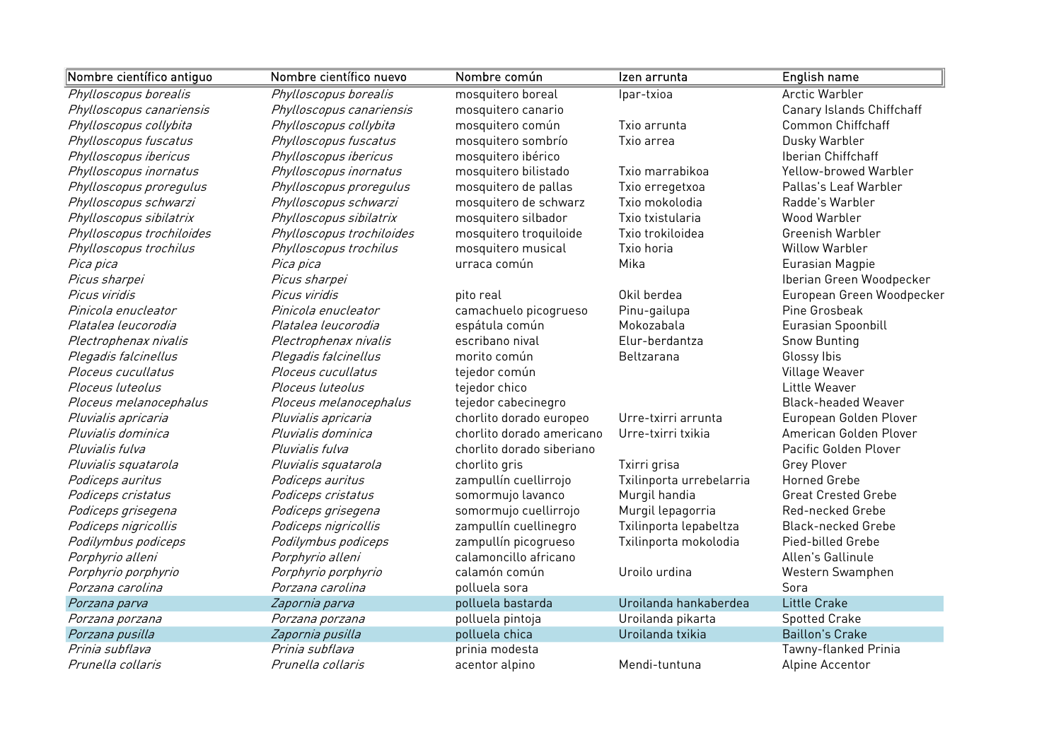| Nombre científico antiguo | Nombre científico nuevo | Nombre común | Izen arrunta | English name |
|---|---|---|---|---|
| *Phylloscopus borealis* | *Phylloscopus borealis* | mosquitero boreal | Ipar-txioa | Arctic Warbler |
| *Phylloscopus canariensis* | *Phylloscopus canariensis* | mosquitero canario | | Canary Islands Chiffchaff |
| *Phylloscopus collybita* | *Phylloscopus collybita* | mosquitero común | Txio arrunta | Common Chiffchaff |
| *Phylloscopus fuscatus* | *Phylloscopus fuscatus* | mosquitero sombrío | Txio arrea | Dusky Warbler |
| *Phylloscopus ibericus* | *Phylloscopus ibericus* | mosquitero ibérico | | Iberian Chiffchaff |
| *Phylloscopus inornatus* | *Phylloscopus inornatus* | mosquitero bilistado | Txio marrabikoa | Yellow-browed Warbler |
| *Phylloscopus proregulus* | *Phylloscopus proregulus* | mosquitero de pallas | Txio erregetxoa | Pallas's Leaf Warbler |
| *Phylloscopus schwarzi* | *Phylloscopus schwarzi* | mosquitero de schwarz | Txio mokolodia | Radde's Warbler |
| *Phylloscopus sibilatrix* | *Phylloscopus sibilatrix* | mosquitero silbador | Txio txistularia | Wood Warbler |
| *Phylloscopus trochiloides* | *Phylloscopus trochiloides* | mosquitero troquiloide | Txio trokiloidea | Greenish Warbler |
| *Phylloscopus trochilus* | *Phylloscopus trochilus* | mosquitero musical | Txio horia | Willow Warbler |
| *Pica pica* | *Pica pica* | urraca común | Mika | Eurasian Magpie |
| *Picus sharpei* | *Picus sharpei* | | | Iberian Green Woodpecker |
| *Picus viridis* | *Picus viridis* | pito real | Okil berdea | European Green Woodpecker |
| *Pinicola enucleator* | *Pinicola enucleator* | camachuelo picogrueso | Pinu-gailupa | Pine Grosbeak |
| *Platalea leucorodia* | *Platalea leucorodia* | espátula común | Mokozabala | Eurasian Spoonbill |
| *Plectrophenax nivalis* | *Plectrophenax nivalis* | escribano nival | Elur-berdantza | Snow Bunting |
| *Plegadis falcinellus* | *Plegadis falcinellus* | morito común | Beltzarana | Glossy Ibis |
| *Ploceus cucullatus* | *Ploceus cucullatus* | tejedor común | | Village Weaver |
| *Ploceus luteolus* | *Ploceus luteolus* | tejedor chico | | Little Weaver |
| *Ploceus melanocephalus* | *Ploceus melanocephalus* | tejedor cabecinegro | | Black-headed Weaver |
| *Pluvialis apricaria* | *Pluvialis apricaria* | chorlito dorado europeo | Urre-txirri arrunta | European Golden Plover |
| *Pluvialis dominica* | *Pluvialis dominica* | chorlito dorado americano | Urre-txirri txikia | American Golden Plover |
| *Pluvialis fulva* | *Pluvialis fulva* | chorlito dorado siberiano | | Pacific Golden Plover |
| *Pluvialis squatarola* | *Pluvialis squatarola* | chorlito gris | Txirri grisa | Grey Plover |
| *Podiceps auritus* | *Podiceps auritus* | zampullín cuellirrojo | Txilinporta urrebelarria | Horned Grebe |
| *Podiceps cristatus* | *Podiceps cristatus* | somormujo lavanco | Murgil handia | Great Crested Grebe |
| *Podiceps grisegena* | *Podiceps grisegena* | somormujo cuellirrojo | Murgil lepagorria | Red-necked Grebe |
| *Podiceps nigricollis* | *Podiceps nigricollis* | zampullín cuellinegro | Txilinporta lepabeltza | Black-necked Grebe |
| *Podilymbus podiceps* | *Podilymbus podiceps* | zampullín picogrueso | Txilinporta mokolodia | Pied-billed Grebe |
| *Porphyrio alleni* | *Porphyrio alleni* | calamoncillo africano | | Allen's Gallinule |
| *Porphyrio porphyrio* | *Porphyrio porphyrio* | calamón común | Uroilo urdina | Western Swamphen |
| *Porzana carolina* | *Porzana carolina* | polluela sora | | Sora |
| *Porzana parva* | *Zapornia parva* | polluela bastarda | Uroilanda hankaberdea | Little Crake |
| *Porzana porzana* | *Porzana porzana* | polluela pintoja | Uroilanda pikarta | Spotted Crake |
| *Porzana pusilla* | *Zapornia pusilla* | polluela chica | Uroilanda txikia | Baillon's Crake |
| *Prinia subflava* | *Prinia subflava* | prinia modesta | | Tawny-flanked Prinia |
| *Prunella collaris* | *Prunella collaris* | acentor alpino | Mendi-tuntuna | Alpine Accentor |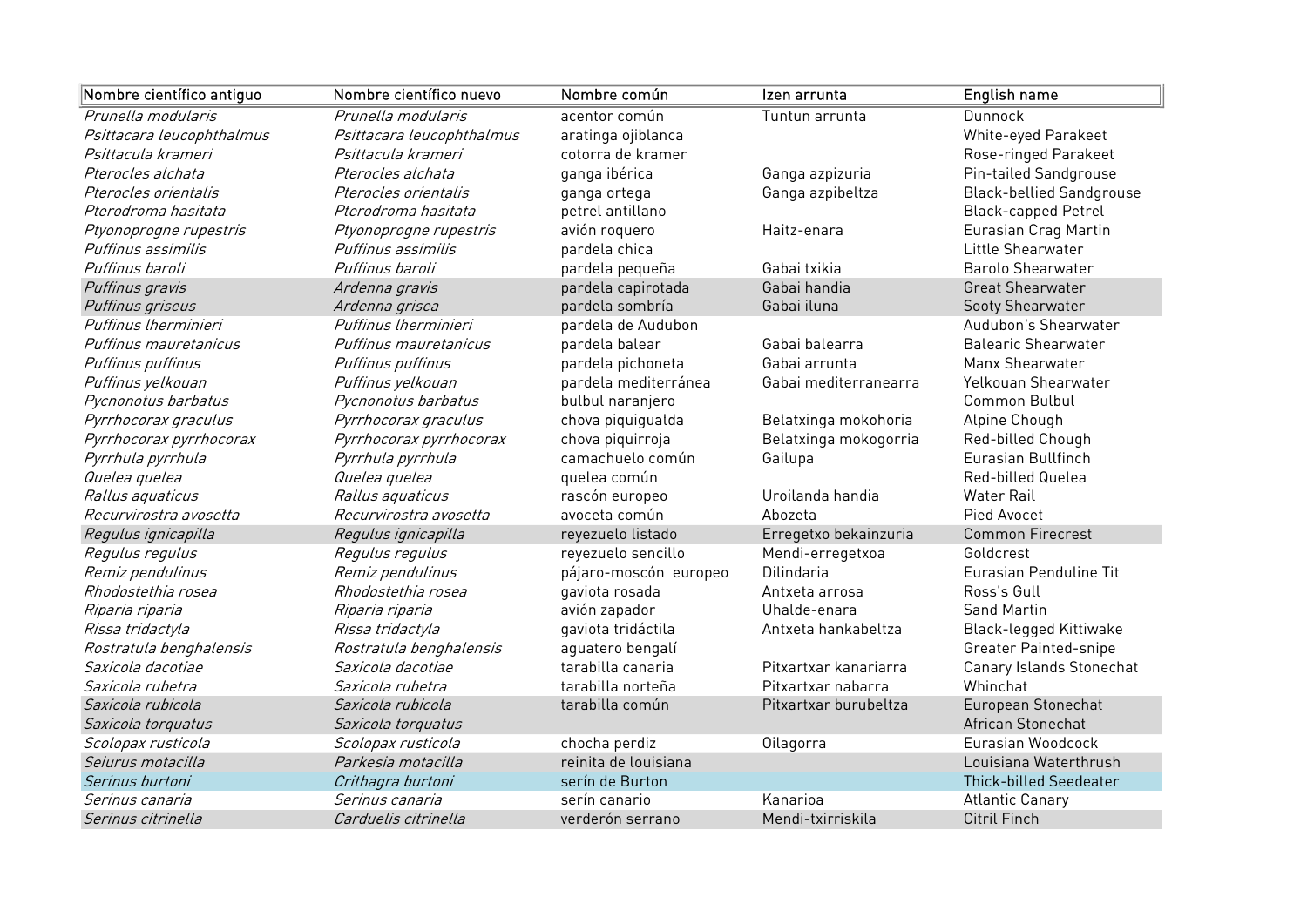| Nombre científico antiguo | Nombre científico nuevo | Nombre común | Izen arrunta | English name |
|---|---|---|---|---|
| *Prunella modularis* | *Prunella modularis* | acentor común | Tuntun arrunta | Dunnock |
| *Psittacara leucophthalmus* | *Psittacara leucophthalmus* | aratinga ojiblanca | | White-eyed Parakeet |
| *Psittacula krameri* | *Psittacula krameri* | cotorra de kramer | | Rose-ringed Parakeet |
| *Pterocles alchata* | *Pterocles alchata* | ganga ibérica | Ganga azpizuria | Pin-tailed Sandgrouse |
| *Pterocles orientalis* | *Pterocles orientalis* | ganga ortega | Ganga azpibeltza | Black-bellied Sandgrouse |
| *Pterodroma hasitata* | *Pterodroma hasitata* | petrel antillano | | Black-capped Petrel |
| *Ptyonoprogne rupestris* | *Ptyonoprogne rupestris* | avión roquero | Haitz-enara | Eurasian Crag Martin |
| *Puffinus assimilis* | *Puffinus assimilis* | pardela chica | | Little Shearwater |
| *Puffinus baroli* | *Puffinus baroli* | pardela pequeña | Gabai txikia | Barolo Shearwater |
| *Puffinus gravis* | *Ardenna gravis* | pardela capirotada | Gabai handia | Great Shearwater |
| *Puffinus griseus* | *Ardenna grisea* | pardela sombría | Gabai iluna | Sooty Shearwater |
| *Puffinus lherminieri* | *Puffinus lherminieri* | pardela de Audubon | | Audubon's Shearwater |
| *Puffinus mauretanicus* | *Puffinus mauretanicus* | pardela balear | Gabai balearra | Balearic Shearwater |
| *Puffinus puffinus* | *Puffinus puffinus* | pardela pichoneta | Gabai arrunta | Manx Shearwater |
| *Puffinus yelkouan* | *Puffinus yelkouan* | pardela mediterránea | Gabai mediterranearra | Yelkouan Shearwater |
| *Pycnonotus barbatus* | *Pycnonotus barbatus* | bulbul naranjero | | Common Bulbul |
| *Pyrrhocorax graculus* | *Pyrrhocorax graculus* | chova piquigualda | Belatxinga mokohoria | Alpine Chough |
| *Pyrrhocorax pyrrhocorax* | *Pyrrhocorax pyrrhocorax* | chova piquirroja | Belatxinga mokogorria | Red-billed Chough |
| *Pyrrhula pyrrhula* | *Pyrrhula pyrrhula* | camachuelo común | Gailupa | Eurasian Bullfinch |
| *Quelea quelea* | *Quelea quelea* | quelea común | | Red-billed Quelea |
| *Rallus aquaticus* | *Rallus aquaticus* | rascón europeo | Uroilanda handia | Water Rail |
| *Recurvirostra avosetta* | *Recurvirostra avosetta* | avoceta común | Abozeta | Pied Avocet |
| *Regulus ignicapilla* | *Regulus ignicapilla* | reyezuelo listado | Erregetxo bekainzuria | Common Firecrest |
| *Regulus regulus* | *Regulus regulus* | reyezuelo sencillo | Mendi-erregetxoa | Goldcrest |
| *Remiz pendulinus* | *Remiz pendulinus* | pájaro-moscón europeo | Dilindaria | Eurasian Penduline Tit |
| *Rhodostethia rosea* | *Rhodostethia rosea* | gaviota rosada | Antxeta arrosa | Ross's Gull |
| *Riparia riparia* | *Riparia riparia* | avión zapador | Uhalde-enara | Sand Martin |
| *Rissa tridactyla* | *Rissa tridactyla* | gaviota tridáctila | Antxeta hankabeltza | Black-legged Kittiwake |
| *Rostratula benghalensis* | *Rostratula benghalensis* | aguatero bengalí | | Greater Painted-snipe |
| *Saxicola dacotiae* | *Saxicola dacotiae* | tarabilla canaria | Pitxartxar kanariarra | Canary Islands Stonechat |
| *Saxicola rubetra* | *Saxicola rubetra* | tarabilla norteña | Pitxartxar nabarra | Whinchat |
| *Saxicola rubicola* | *Saxicola rubicola* | tarabilla común | Pitxartxar burubeltza | European Stonechat |
| *Saxicola torquatus* | *Saxicola torquatus* | | | African Stonechat |
| *Scolopax rusticola* | *Scolopax rusticola* | chocha perdiz | Oilagorra | Eurasian Woodcock |
| *Seiurus motacilla* | *Parkesia motacilla* | reinita de louisiana | | Louisiana Waterthrush |
| *Serinus burtoni* | *Crithagra burtoni* | serín de Burton | | Thick-billed Seedeater |
| *Serinus canaria* | *Serinus canaria* | serín canario | Kanarioa | Atlantic Canary |
| *Serinus citrinella* | *Carduelis citrinella* | verderón serrano | Mendi-txirriskila | Citril Finch |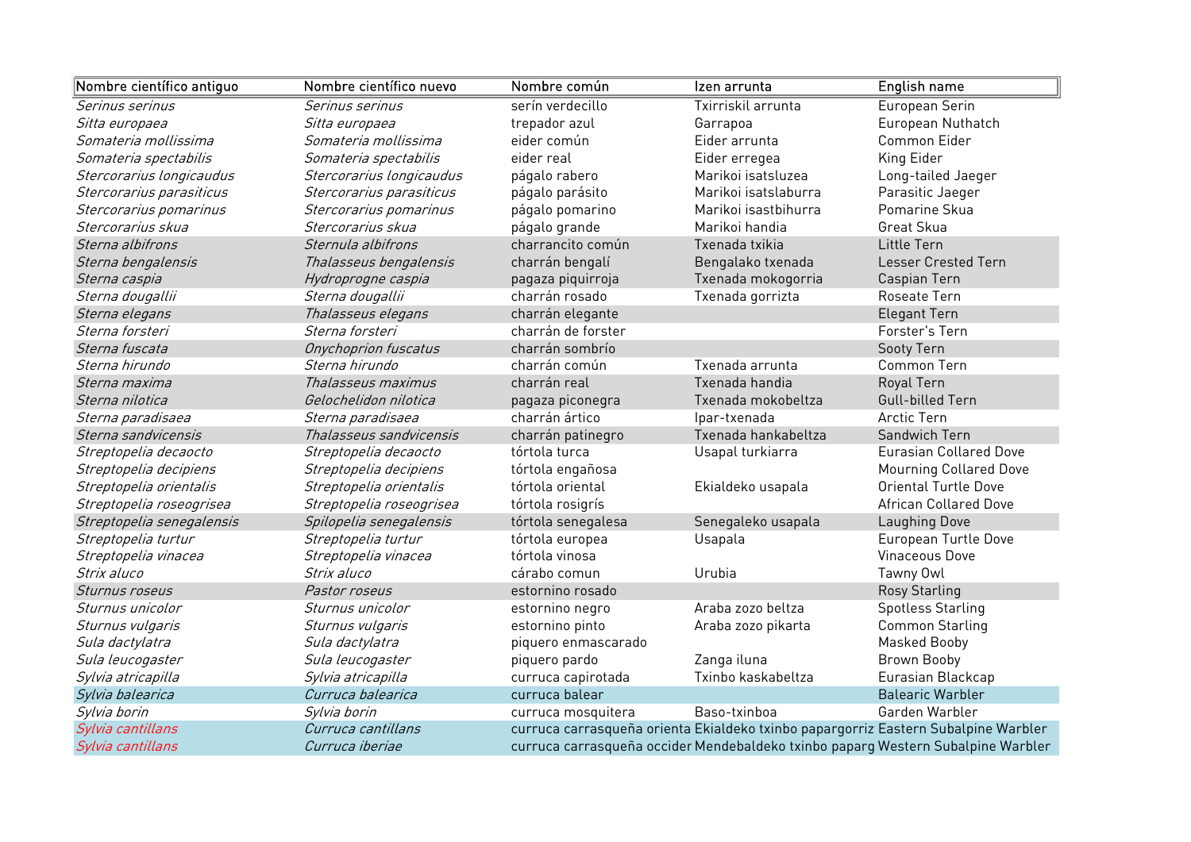| Nombre científico antiguo | Nombre científico nuevo | Nombre común | Izen arrunta | English name |
|---|---|---|---|---|
| *Serinus serinus* | *Serinus serinus* | serín verdecillo | Txirriskil arrunta | European Serin |
| *Sitta europaea* | *Sitta europaea* | trepador azul | Garrapoa | European Nuthatch |
| *Somateria mollissima* | *Somateria mollissima* | eider común | Eider arrunta | Common Eider |
| *Somateria spectabilis* | *Somateria spectabilis* | eider real | Eider erregea | King Eider |
| *Stercorarius longicaudus* | *Stercorarius longicaudus* | págalo rabero | Marikoi isatsluzea | Long-tailed Jaeger |
| *Stercorarius parasiticus* | *Stercorarius parasiticus* | págalo parásito | Marikoi isatslaburra | Parasitic Jaeger |
| *Stercorarius pomarinus* | *Stercorarius pomarinus* | págalo pomarino | Marikoi isastbihurra | Pomarine Skua |
| *Stercorarius skua* | *Stercorarius skua* | págalo grande | Marikoi handia | Great Skua |
| *Sterna albifrons* | *Sternula albifrons* | charrancito común | Txenada txikia | Little Tern |
| *Sterna bengalensis* | *Thalasseus bengalensis* | charrán bengalí | Bengalako txenada | Lesser Crested Tern |
| *Sterna caspia* | *Hydroprogne caspia* | pagaza piquirroja | Txenada mokogorria | Caspian Tern |
| *Sterna dougallii* | *Sterna dougallii* | charrán rosado | Txenada gorrizta | Roseate Tern |
| *Sterna elegans* | *Thalasseus elegans* | charrán elegante | | Elegant Tern |
| *Sterna forsteri* | *Sterna forsteri* | charrán de forster | | Forster's Tern |
| *Sterna fuscata* | *Onychoprion fuscatus* | charrán sombrío | | Sooty Tern |
| *Sterna hirundo* | *Sterna hirundo* | charrán común | Txenada arrunta | Common Tern |
| *Sterna maxima* | *Thalasseus maximus* | charrán real | Txenada handia | Royal Tern |
| *Sterna nilotica* | *Gelochelidon nilotica* | pagaza piconegra | Txenada mokobeltza | Gull-billed Tern |
| *Sterna paradisaea* | *Sterna paradisaea* | charrán ártico | Ipar-txenada | Arctic Tern |
| *Sterna sandvicensis* | *Thalasseus sandvicensis* | charrán patinegro | Txenada hankabeltza | Sandwich Tern |
| *Streptopelia decaocto* | *Streptopelia decaocto* | tórtola turca | Usapal turkiarra | Eurasian Collared Dove |
| *Streptopelia decipiens* | *Streptopelia decipiens* | tórtola engañosa | | Mourning Collared Dove |
| *Streptopelia orientalis* | *Streptopelia orientalis* | tórtola oriental | Ekialdeko usapala | Oriental Turtle Dove |
| *Streptopelia roseogrisea* | *Streptopelia roseogrisea* | tórtola rosigrís | | African Collared Dove |
| *Streptopelia senegalensis* | *Spilopelia senegalensis* | tórtola senegalesa | Senegaleko usapala | Laughing Dove |
| *Streptopelia turtur* | *Streptopelia turtur* | tórtola europea | Usapala | European Turtle Dove |
| *Streptopelia vinacea* | *Streptopelia vinacea* | tórtola vinosa | | Vinaceous Dove |
| *Strix aluco* | *Strix aluco* | cárabo comun | Urubia | Tawny Owl |
| *Sturnus roseus* | *Pastor roseus* | estornino rosado | | Rosy Starling |
| *Sturnus unicolor* | *Sturnus unicolor* | estornino negro | Araba zozo beltza | Spotless Starling |
| *Sturnus vulgaris* | *Sturnus vulgaris* | estornino pinto | Araba zozo pikarta | Common Starling |
| *Sula dactylatra* | *Sula dactylatra* | piquero enmascarado | | Masked Booby |
| *Sula leucogaster* | *Sula leucogaster* | piquero pardo | Zanga iluna | Brown Booby |
| *Sylvia atricapilla* | *Sylvia atricapilla* | curruca capirotada | Txinbo kaskabeltza | Eurasian Blackcap |
| *Sylvia balearica* | *Curruca balearica* | curruca balear | | Balearic Warbler |
| *Sylvia borin* | *Sylvia borin* | curruca mosquitera | Baso-txinboa | Garden Warbler |
| *Sylvia cantillans* | *Curruca cantillans* | curruca carrasqueña orienta | Ekialdeko txinbo papargorriz | Eastern Subalpine Warbler |
| *Sylvia cantillans* | *Curruca iberiae* | curruca carrasqueña occider | Mendebaldeko txinbo paparg | Western Subalpine Warbler |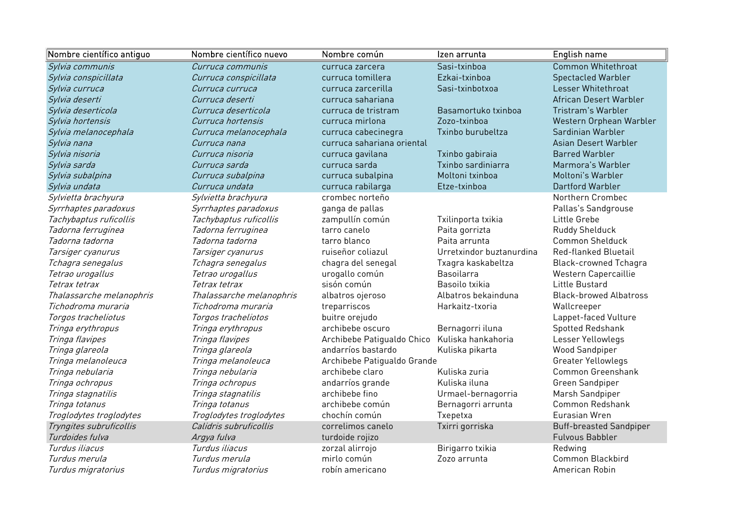| Nombre científico antiguo | Nombre científico nuevo | Nombre común | Izen arrunta | English name |
|---|---|---|---|---|
| *Sylvia communis* | *Curruca communis* | curruca zarcera | Sasi-txinboa | Common Whitethroat |
| *Sylvia conspicillata* | *Curruca conspicillata* | curruca tomillera | Ezkai-txinboa | Spectacled Warbler |
| *Sylvia curruca* | *Curruca curruca* | curruca zarcerilla | Sasi-txinbotxoa | Lesser Whitethroat |
| *Sylvia deserti* | *Curruca deserti* | curruca sahariana | | African Desert Warbler |
| *Sylvia deserticola* | *Curruca deserticola* | curruca de tristram | Basamortuko txinboa | Tristram's Warbler |
| *Sylvia hortensis* | *Curruca hortensis* | curruca mirlona | Zozo-txinboa | Western Orphean Warbler |
| *Sylvia melanocephala* | *Curruca melanocephala* | curruca cabecinegra | Txinbo burubeltza | Sardinian Warbler |
| *Sylvia nana* | *Curruca nana* | curruca sahariana oriental | | Asian Desert Warbler |
| *Sylvia nisoria* | *Curruca nisoria* | curruca gavilana | Txinbo gabiraia | Barred Warbler |
| *Sylvia sarda* | *Curruca sarda* | curruca sarda | Txinbo sardiniarra | Marmora's Warbler |
| *Sylvia subalpina* | *Curruca subalpina* | curruca subalpina | Moltoni txinboa | Moltoni's Warbler |
| *Sylvia undata* | *Curruca undata* | curruca rabilarga | Etze-txinboa | Dartford Warbler |
| *Sylvietta brachyura* | *Sylvietta brachyura* | crombec norteño | | Northern Crombec |
| *Syrrhaptes paradoxus* | *Syrrhaptes paradoxus* | ganga de pallas | | Pallas's Sandgrouse |
| *Tachybaptus ruficollis* | *Tachybaptus ruficollis* | zampullín común | Txilinporta txikia | Little Grebe |
| *Tadorna ferruginea* | *Tadorna ferruginea* | tarro canelo | Paita gorrizta | Ruddy Shelduck |
| *Tadorna tadorna* | *Tadorna tadorna* | tarro blanco | Paita arrunta | Common Shelduck |
| *Tarsiger cyanurus* | *Tarsiger cyanurus* | ruiseñor coliazul | Urretxindor buztanurdina | Red-flanked Bluetail |
| *Tchagra senegalus* | *Tchagra senegalus* | chagra del senegal | Txagra kaskabeltza | Black-crowned Tchagra |
| *Tetrao urogallus* | *Tetrao urogallus* | urogallo común | Basoilarra | Western Capercaillie |
| *Tetrax tetrax* | *Tetrax tetrax* | sisón común | Basoilo txikia | Little Bustard |
| *Thalassarche melanophris* | *Thalassarche melanophris* | albatros ojeroso | Albatros bekainduna | Black-browed Albatross |
| *Tichodroma muraria* | *Tichodroma muraria* | treparriscos | Harkaitz-txoria | Wallcreeper |
| *Torgos tracheliotus* | *Torgos tracheliotos* | buitre orejudo | | Lappet-faced Vulture |
| *Tringa erythropus* | *Tringa erythropus* | archibebe oscuro | Bernagorri iluna | Spotted Redshank |
| *Tringa flavipes* | *Tringa flavipes* | Archibebe Patigualdo Chico | Kuliska hankahoria | Lesser Yellowlegs |
| *Tringa glareola* | *Tringa glareola* | andarríos bastardo | Kuliska pikarta | Wood Sandpiper |
| *Tringa melanoleuca* | *Tringa melanoleuca* | Archibebe Patigualdo Grande | | Greater Yellowlegs |
| *Tringa nebularia* | *Tringa nebularia* | archibebe claro | Kuliska zuria | Common Greenshank |
| *Tringa ochropus* | *Tringa ochropus* | andarríos grande | Kuliska iluna | Green Sandpiper |
| *Tringa stagnatilis* | *Tringa stagnatilis* | archibebe fino | Urmael-bernagorria | Marsh Sandpiper |
| *Tringa totanus* | *Tringa totanus* | archibebe común | Bernagorri arrunta | Common Redshank |
| *Troglodytes troglodytes* | *Troglodytes troglodytes* | chochín común | Txepetxa | Eurasian Wren |
| *Tryngites subruficollis* | *Calidris subruficollis* | correlimos canelo | Txirri gorriska | Buff-breasted Sandpiper |
| *Turdoides fulva* | *Argya fulva* | turdoide rojizo | | Fulvous Babbler |
| *Turdus iliacus* | *Turdus iliacus* | zorzal alirrojo | Birigarro txikia | Redwing |
| *Turdus merula* | *Turdus merula* | mirlo común | Zozo arrunta | Common Blackbird |
| *Turdus migratorius* | *Turdus migratorius* | robín americano | | American Robin |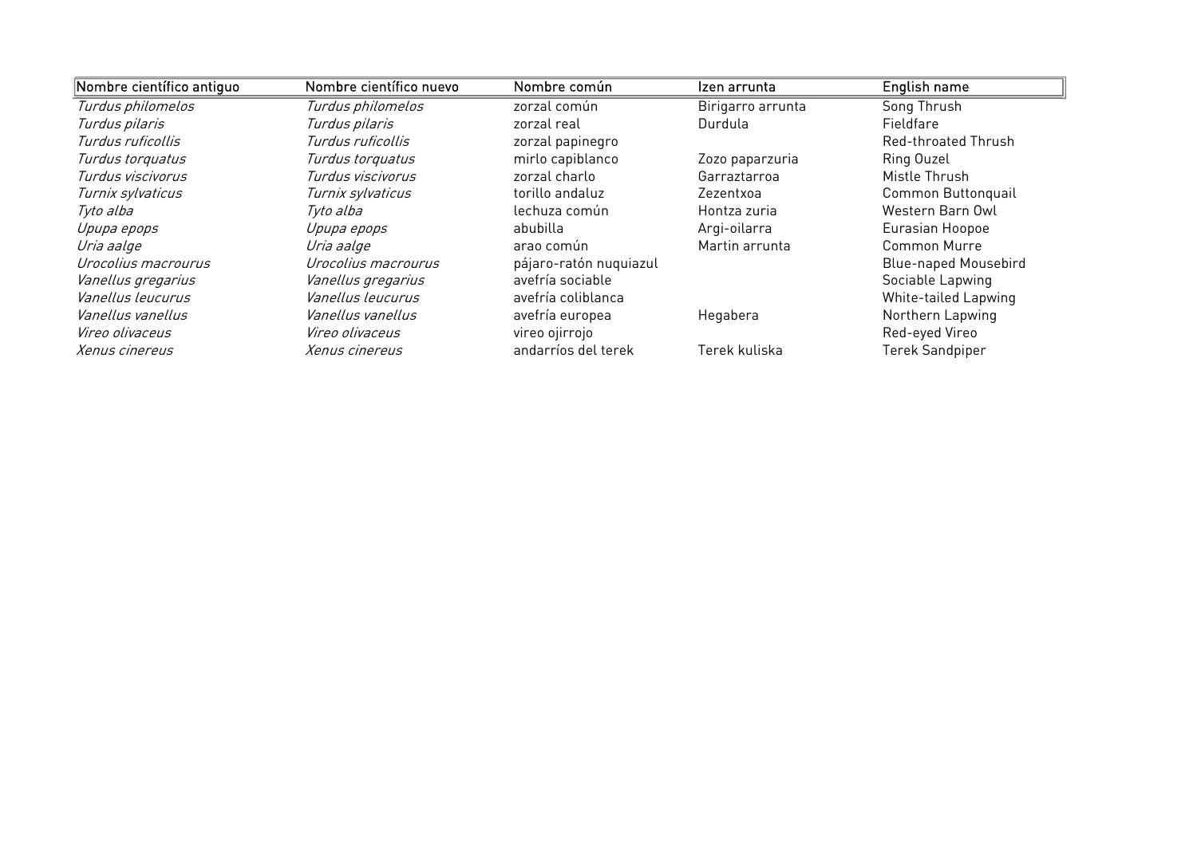| Nombre científico antiguo | Nombre científico nuevo | Nombre común | Izen arrunta | English name |
|---|---|---|---|---|
| *Turdus philomelos* | *Turdus philomelos* | zorzal común | Birigarro arrunta | Song Thrush |
| *Turdus pilaris* | *Turdus pilaris* | zorzal real | Durdula | Fieldfare |
| *Turdus ruficollis* | *Turdus ruficollis* | zorzal papinegro | | Red-throated Thrush |
| *Turdus torquatus* | *Turdus torquatus* | mirlo capiblanco | Zozo paparzuria | Ring Ouzel |
| *Turdus viscivorus* | *Turdus viscivorus* | zorzal charlo | Garraztarroa | Mistle Thrush |
| *Turnix sylvaticus* | *Turnix sylvaticus* | torillo andaluz | Zezentxoa | Common Buttonquail |
| *Tyto alba* | *Tyto alba* | lechuza común | Hontza zuria | Western Barn Owl |
| *Upupa epops* | *Upupa epops* | abubilla | Argi-oilarra | Eurasian Hoopoe |
| *Uria aalge* | *Uria aalge* | arao común | Martin arrunta | Common Murre |
| *Urocolius macrourus* | *Urocolius macrourus* | pájaro-ratón nuquiazul | | Blue-naped Mousebird |
| *Vanellus gregarius* | *Vanellus gregarius* | avefría sociable | | Sociable Lapwing |
| *Vanellus leucurus* | *Vanellus leucurus* | avefría coliblanca | | White-tailed Lapwing |
| *Vanellus vanellus* | *Vanellus vanellus* | avefría europea | Hegabera | Northern Lapwing |
| *Vireo olivaceus* | *Vireo olivaceus* | vireo ojirrojo | | Red-eyed Vireo |
| *Xenus cinereus* | *Xenus cinereus* | andarríos del terek | Terek kuliska | Terek Sandpiper |